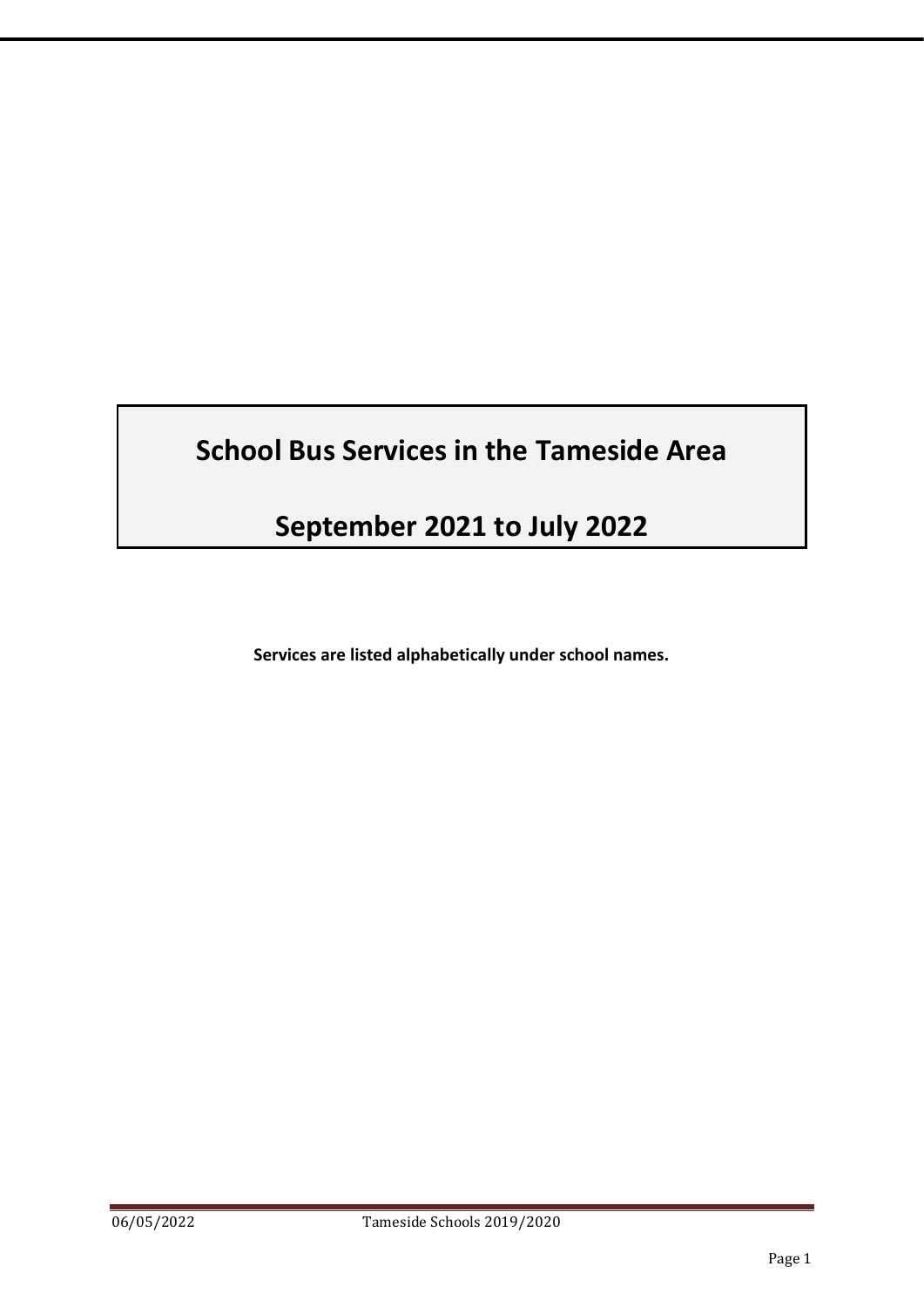# School Bus Services in the Tameside Area

# September 2021 to July 2022

**Services are listed alphabetically under school names.**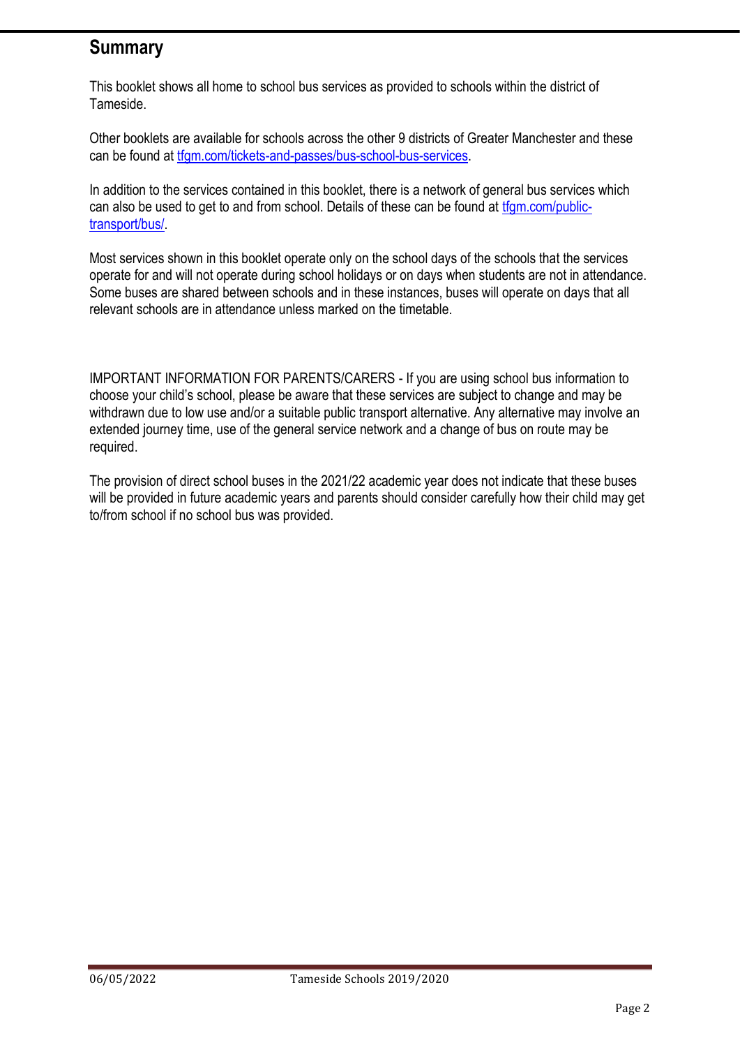## Summary

This booklet shows all home to school bus services as provided to schools within the district of Tameside.

Other booklets are available for schools across the other 9 districts of Greater Manchester and these can be found at [tfgm.com/tickets-and-passes/bus-school-bus-services](tfgm.com/tickets-and-passes/bus-school-bus-services).

In addition to the services contained in this booklet, there is a network of general bus services which can also be used to get to and from school. Details of these can be found at [tfgm.com/public-transport/bus/](tfgm.com/public-transport/bus/).

Most services shown in this booklet operate only on the school days of the schools that the services operate for and will not operate during school holidays or on days when students are not in attendance. Some buses are shared between schools and in these instances, buses will operate on days that all relevant schools are in attendance unless marked on the timetable.

IMPORTANT INFORMATION FOR PARENTS/CARERS - If you are using school bus information to choose your child's school, please be aware that these services are subject to change and may be withdrawn due to low use and/or a suitable public transport alternative. Any alternative may involve an extended journey time, use of the general service network and a change of bus on route may be required.

The provision of direct school buses in the 2021/22 academic year does not indicate that these buses will be provided in future academic years and parents should consider carefully how their child may get to/from school if no school bus was provided.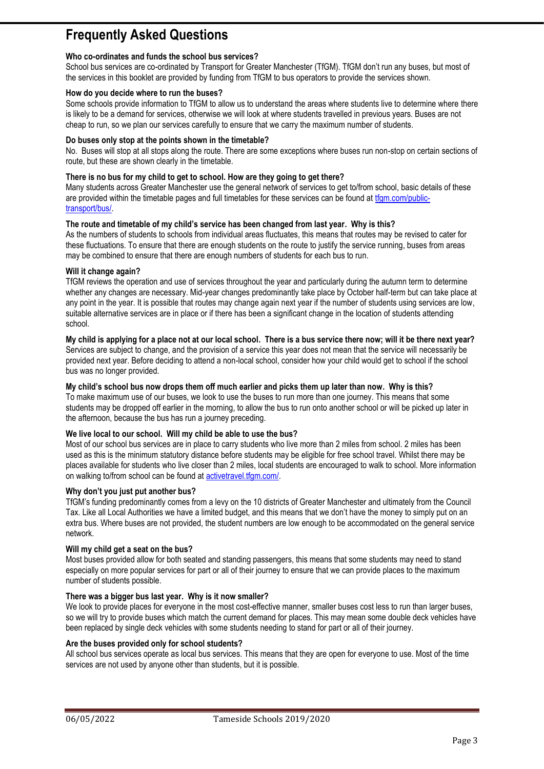# Frequently Asked Questions

**Who co-ordinates and funds the school bus services?**
School bus services are co-ordinated by Transport for Greater Manchester (TfGM). TfGM don't run any buses, but most of the services in this booklet are provided by funding from TfGM to bus operators to provide the services shown.

**How do you decide where to run the buses?**
Some schools provide information to TfGM to allow us to understand the areas where students live to determine where there is likely to be a demand for services, otherwise we will look at where students travelled in previous years. Buses are not cheap to run, so we plan our services carefully to ensure that we carry the maximum number of students.

**Do buses only stop at the points shown in the timetable?**
No. Buses will stop at all stops along the route. There are some exceptions where buses run non-stop on certain sections of route, but these are shown clearly in the timetable.

**There is no bus for my child to get to school. How are they going to get there?**
Many students across Greater Manchester use the general network of services to get to/from school, basic details of these are provided within the timetable pages and full timetables for these services can be found at [tfgm.com/public-transport/bus/](tfgm.com/public-transport/bus/).

**The route and timetable of my child's service has been changed from last year. Why is this?**
As the numbers of students to schools from individual areas fluctuates, this means that routes may be revised to cater for these fluctuations. To ensure that there are enough students on the route to justify the service running, buses from areas may be combined to ensure that there are enough numbers of students for each bus to run.

**Will it change again?**
TfGM reviews the operation and use of services throughout the year and particularly during the autumn term to determine whether any changes are necessary. Mid-year changes predominantly take place by October half-term but can take place at any point in the year. It is possible that routes may change again next year if the number of students using services are low, suitable alternative services are in place or if there has been a significant change in the location of students attending school.

**My child is applying for a place not at our local school. There is a bus service there now; will it be there next year?**
Services are subject to change, and the provision of a service this year does not mean that the service will necessarily be provided next year. Before deciding to attend a non-local school, consider how your child would get to school if the school bus was no longer provided.

**My child's school bus now drops them off much earlier and picks them up later than now. Why is this?**
To make maximum use of our buses, we look to use the buses to run more than one journey. This means that some students may be dropped off earlier in the morning, to allow the bus to run onto another school or will be picked up later in the afternoon, because the bus has run a journey preceding.

**We live local to our school. Will my child be able to use the bus?**
Most of our school bus services are in place to carry students who live more than 2 miles from school. 2 miles has been used as this is the minimum statutory distance before students may be eligible for free school travel. Whilst there may be places available for students who live closer than 2 miles, local students are encouraged to walk to school. More information on walking to/from school can be found at [activetravel.tfgm.com/](activetravel.tfgm.com/).

**Why don't you just put another bus?**
TfGM's funding predominantly comes from a levy on the 10 districts of Greater Manchester and ultimately from the Council Tax. Like all Local Authorities we have a limited budget, and this means that we don't have the money to simply put on an extra bus. Where buses are not provided, the student numbers are low enough to be accommodated on the general service network.

**Will my child get a seat on the bus?**
Most buses provided allow for both seated and standing passengers, this means that some students may need to stand especially on more popular services for part or all of their journey to ensure that we can provide places to the maximum number of students possible.

**There was a bigger bus last year. Why is it now smaller?**
We look to provide places for everyone in the most cost-effective manner, smaller buses cost less to run than larger buses, so we will try to provide buses which match the current demand for places. This may mean some double deck vehicles have been replaced by single deck vehicles with some students needing to stand for part or all of their journey.

**Are the buses provided only for school students?**
All school bus services operate as local bus services. This means that they are open for everyone to use. Most of the time services are not used by anyone other than students, but it is possible.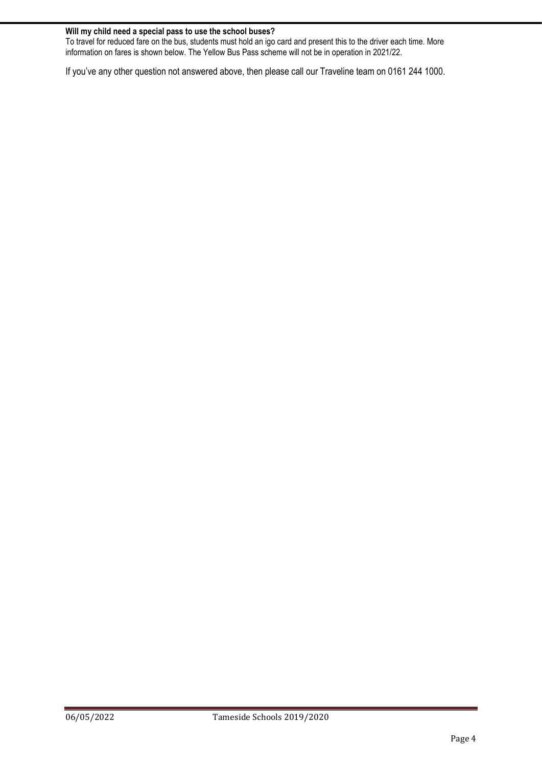**Will my child need a special pass to use the school buses?**

To travel for reduced fare on the bus, students must hold an igo card and present this to the driver each time. More information on fares is shown below. The Yellow Bus Pass scheme will not be in operation in 2021/22.

If you've any other question not answered above, then please call our Traveline team on 0161 244 1000.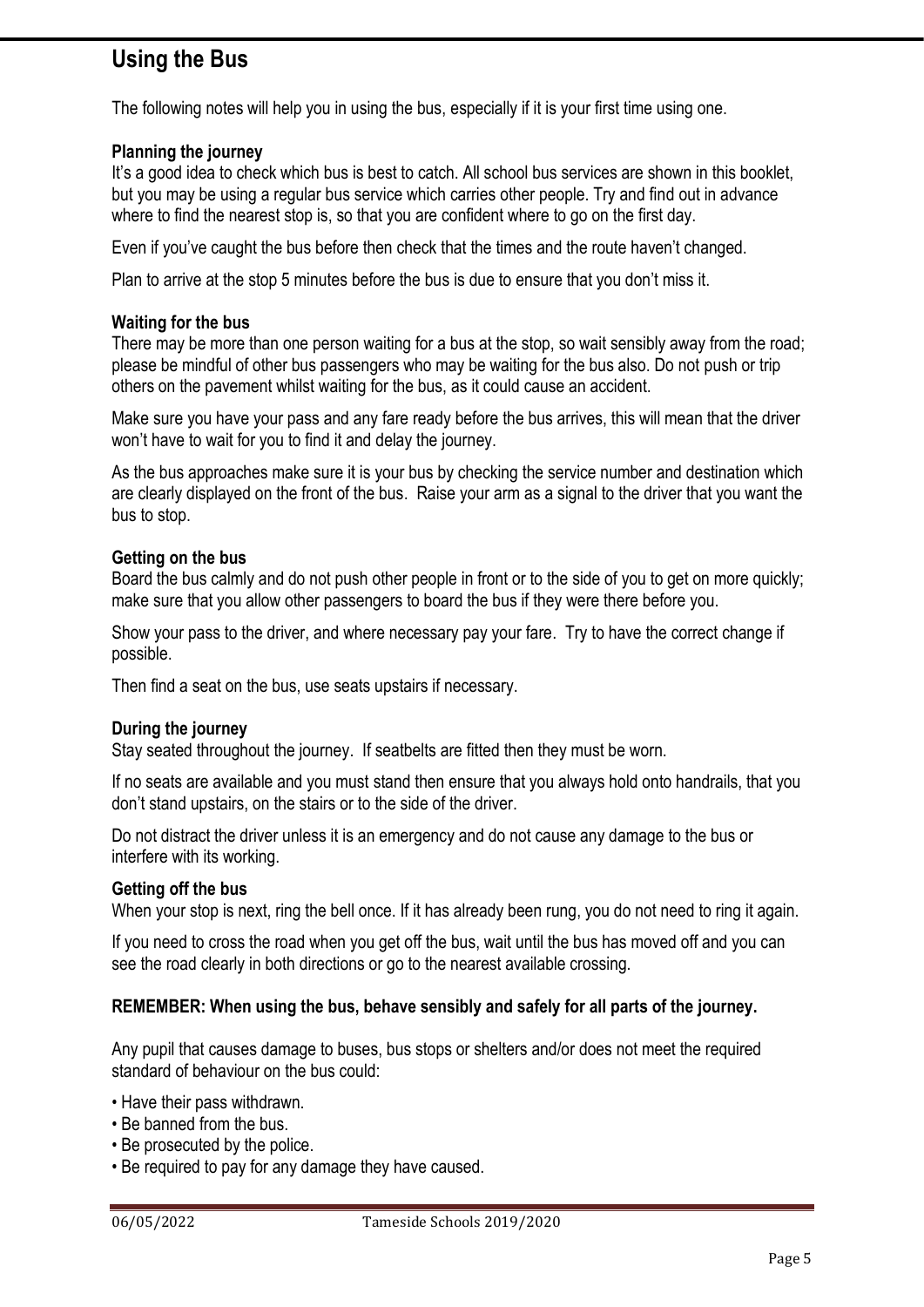# Using the Bus

The following notes will help you in using the bus, especially if it is your first time using one.

**Planning the journey**

It's a good idea to check which bus is best to catch. All school bus services are shown in this booklet, but you may be using a regular bus service which carries other people. Try and find out in advance where to find the nearest stop is, so that you are confident where to go on the first day.

Even if you've caught the bus before then check that the times and the route haven't changed.

Plan to arrive at the stop 5 minutes before the bus is due to ensure that you don't miss it.

**Waiting for the bus**

There may be more than one person waiting for a bus at the stop, so wait sensibly away from the road; please be mindful of other bus passengers who may be waiting for the bus also. Do not push or trip others on the pavement whilst waiting for the bus, as it could cause an accident.

Make sure you have your pass and any fare ready before the bus arrives, this will mean that the driver won't have to wait for you to find it and delay the journey.

As the bus approaches make sure it is your bus by checking the service number and destination which are clearly displayed on the front of the bus. Raise your arm as a signal to the driver that you want the bus to stop.

**Getting on the bus**

Board the bus calmly and do not push other people in front or to the side of you to get on more quickly; make sure that you allow other passengers to board the bus if they were there before you.

Show your pass to the driver, and where necessary pay your fare. Try to have the correct change if possible.

Then find a seat on the bus, use seats upstairs if necessary.

**During the journey**

Stay seated throughout the journey. If seatbelts are fitted then they must be worn.

If no seats are available and you must stand then ensure that you always hold onto handrails, that you don't stand upstairs, on the stairs or to the side of the driver.

Do not distract the driver unless it is an emergency and do not cause any damage to the bus or interfere with its working.

**Getting off the bus**

When your stop is next, ring the bell once. If it has already been rung, you do not need to ring it again.

If you need to cross the road when you get off the bus, wait until the bus has moved off and you can see the road clearly in both directions or go to the nearest available crossing.

**REMEMBER: When using the bus, behave sensibly and safely for all parts of the journey.**

Any pupil that causes damage to buses, bus stops or shelters and/or does not meet the required standard of behaviour on the bus could:

- Have their pass withdrawn.
- Be banned from the bus.
- Be prosecuted by the police.
- Be required to pay for any damage they have caused.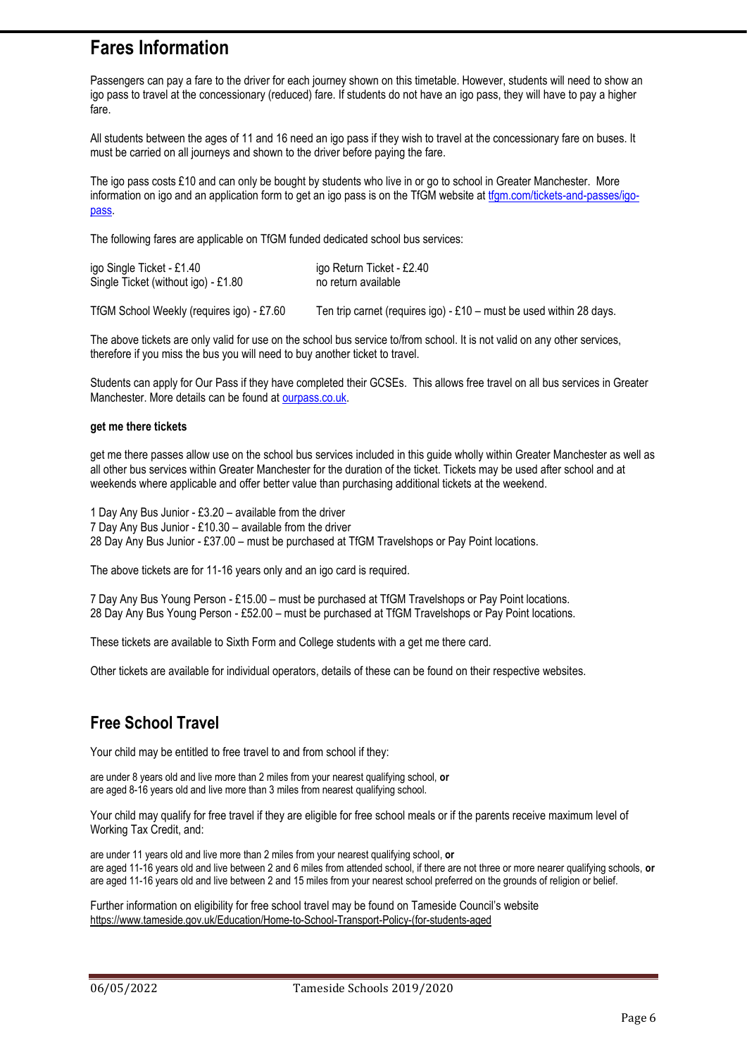## Fares Information

Passengers can pay a fare to the driver for each journey shown on this timetable. However, students will need to show an igo pass to travel at the concessionary (reduced) fare. If students do not have an igo pass, they will have to pay a higher fare.

All students between the ages of 11 and 16 need an igo pass if they wish to travel at the concessionary fare on buses. It must be carried on all journeys and shown to the driver before paying the fare.

The igo pass costs £10 and can only be bought by students who live in or go to school in Greater Manchester. More information on igo and an application form to get an igo pass is on the TfGM website at [tfgm.com/tickets-and-passes/igo-pass](tfgm.com/tickets-and-passes/igo-pass).

The following fares are applicable on TfGM funded dedicated school bus services:

| | |
|---|---|
| igo Single Ticket - £1.40 | igo Return Ticket - £2.40 |
| Single Ticket (without igo) - £1.80 | no return available |
| TfGM School Weekly (requires igo) - £7.60 | Ten trip carnet (requires igo) - £10 – must be used within 28 days. |

The above tickets are only valid for use on the school bus service to/from school. It is not valid on any other services, therefore if you miss the bus you will need to buy another ticket to travel.

Students can apply for Our Pass if they have completed their GCSEs. This allows free travel on all bus services in Greater Manchester. More details can be found at [ourpass.co.uk](ourpass.co.uk).

**get me there tickets**

get me there passes allow use on the school bus services included in this guide wholly within Greater Manchester as well as all other bus services within Greater Manchester for the duration of the ticket. Tickets may be used after school and at weekends where applicable and offer better value than purchasing additional tickets at the weekend.

1 Day Any Bus Junior - £3.20 – available from the driver
7 Day Any Bus Junior - £10.30 – available from the driver
28 Day Any Bus Junior - £37.00 – must be purchased at TfGM Travelshops or Pay Point locations.

The above tickets are for 11-16 years only and an igo card is required.

7 Day Any Bus Young Person - £15.00 – must be purchased at TfGM Travelshops or Pay Point locations.
28 Day Any Bus Young Person - £52.00 – must be purchased at TfGM Travelshops or Pay Point locations.

These tickets are available to Sixth Form and College students with a get me there card.

Other tickets are available for individual operators, details of these can be found on their respective websites.

## Free School Travel

Your child may be entitled to free travel to and from school if they:

are under 8 years old and live more than 2 miles from your nearest qualifying school, **or**
are aged 8-16 years old and live more than 3 miles from nearest qualifying school.

Your child may qualify for free travel if they are eligible for free school meals or if the parents receive maximum level of Working Tax Credit, and:

are under 11 years old and live more than 2 miles from your nearest qualifying school, **or**
are aged 11-16 years old and live between 2 and 6 miles from attended school, if there are not three or more nearer qualifying schools, **or**
are aged 11-16 years old and live between 2 and 15 miles from your nearest school preferred on the grounds of religion or belief.

Further information on eligibility for free school travel may be found on Tameside Council's website
https://www.tameside.gov.uk/Education/Home-to-School-Transport-Policy-(for-students-aged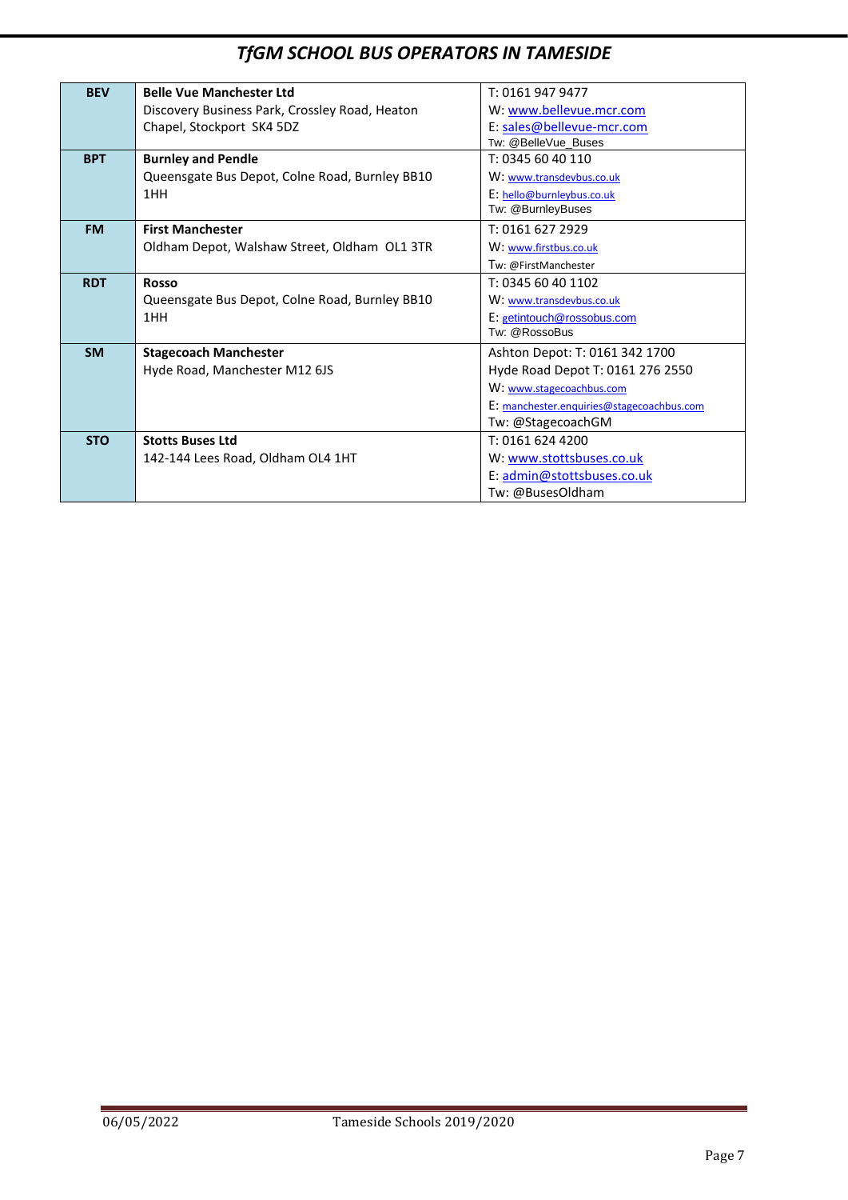# TfGM SCHOOL BUS OPERATORS IN TAMESIDE

| Code | Operator | Contact |
|---|---|---|
| **BEV** | **Belle Vue Manchester Ltd**<br>Discovery Business Park, Crossley Road, Heaton Chapel, Stockport SK4 5DZ | T: 0161 947 9477<br>W: www.bellevue.mcr.com<br>E: sales@bellevue-mcr.com<br>Tw: @BelleVue_Buses |
| **BPT** | **Burnley and Pendle**<br>Queensgate Bus Depot, Colne Road, Burnley BB10 1HH | T: 0345 60 40 110<br>W: www.transdevbus.co.uk<br>E: hello@burnleybus.co.uk<br>Tw: @BurnleyBuses |
| **FM** | **First Manchester**<br>Oldham Depot, Walshaw Street, Oldham OL1 3TR | T: 0161 627 2929<br>W: www.firstbus.co.uk<br>Tw: @FirstManchester |
| **RDT** | **Rosso**<br>Queensgate Bus Depot, Colne Road, Burnley BB10 1HH | T: 0345 60 40 1102<br>W: www.transdevbus.co.uk<br>E: getintouch@rossobus.com<br>Tw: @RossoBus |
| **SM** | **Stagecoach Manchester**<br>Hyde Road, Manchester M12 6JS | Ashton Depot: T: 0161 342 1700<br>Hyde Road Depot T: 0161 276 2550<br>W: www.stagecoachbus.com<br>E: manchester.enquiries@stagecoachbus.com<br>Tw: @StagecoachGM |
| **STO** | **Stotts Buses Ltd**<br>142-144 Lees Road, Oldham OL4 1HT | T: 0161 624 4200<br>W: www.stottsbuses.co.uk<br>E: admin@stottsbuses.co.uk<br>Tw: @BusesOldham |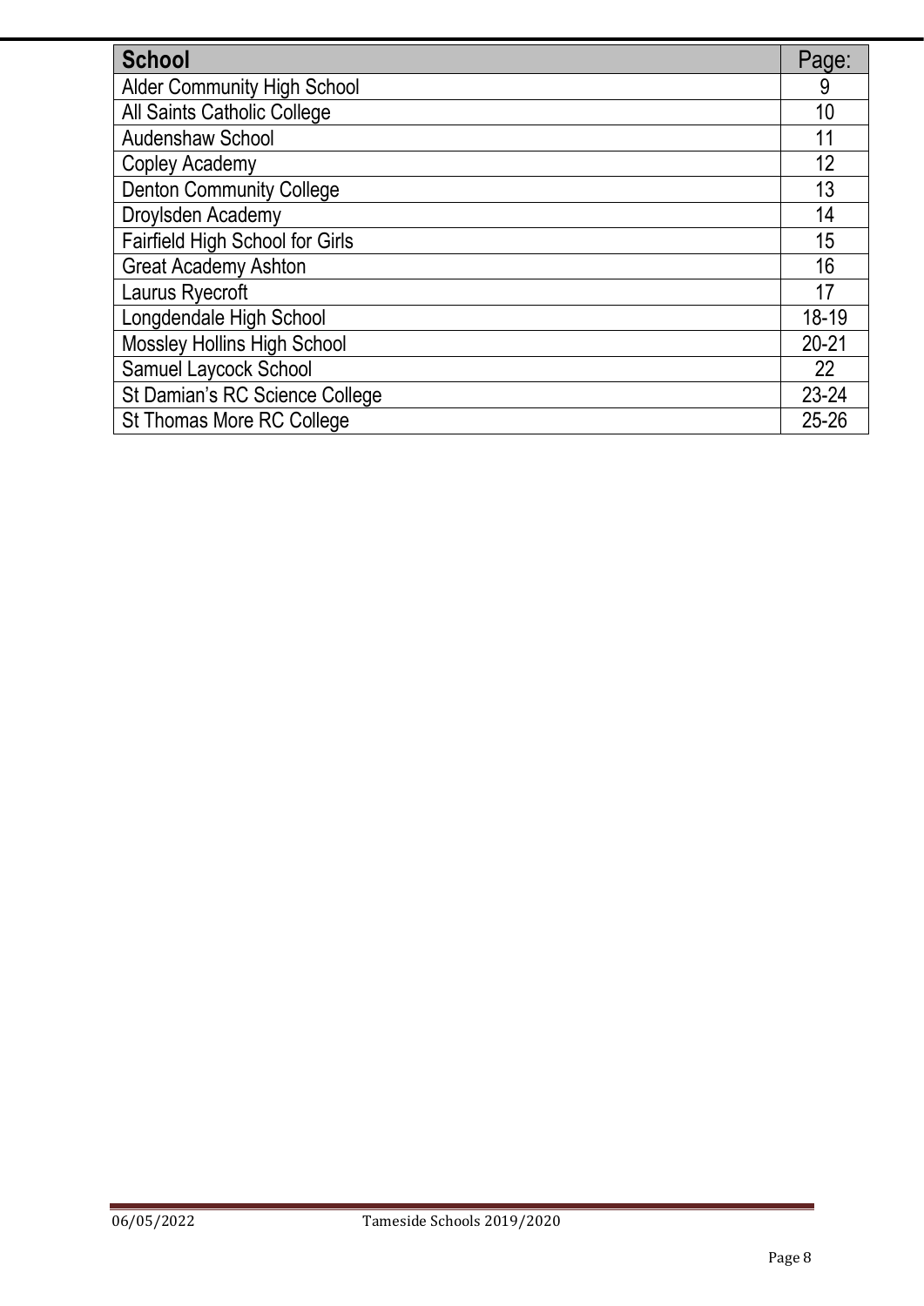| School | Page: |
|---|---|
| Alder Community High School | 9 |
| All Saints Catholic College | 10 |
| Audenshaw School | 11 |
| Copley Academy | 12 |
| Denton Community College | 13 |
| Droylsden Academy | 14 |
| Fairfield High School for Girls | 15 |
| Great Academy Ashton | 16 |
| Laurus Ryecroft | 17 |
| Longdendale High School | 18-19 |
| Mossley Hollins High School | 20-21 |
| Samuel Laycock School | 22 |
| St Damian's RC Science College | 23-24 |
| St Thomas More RC College | 25-26 |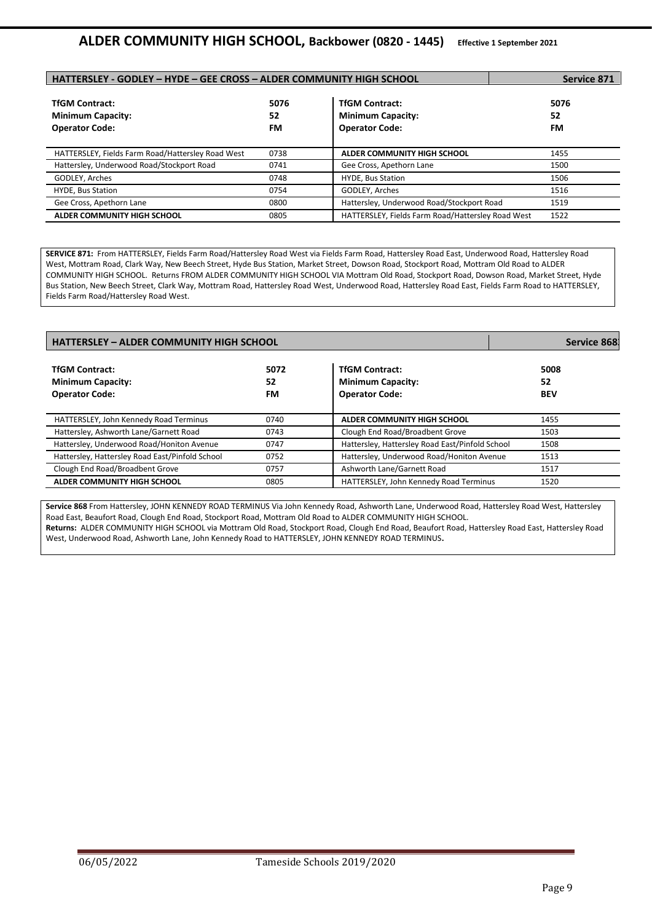# ALDER COMMUNITY HIGH SCHOOL, Backbower (0820 - 1445) Effective 1 September 2021

## HATTERSLEY - GODLEY – HYDE – GEE CROSS – ALDER COMMUNITY HIGH SCHOOL — Service 871

| **TfGM Contract:** | **5076** | **TfGM Contract:** | **5076** |
|---|---|---|---|
| **Minimum Capacity:** | **52** | **Minimum Capacity:** | **52** |
| **Operator Code:** | **FM** | **Operator Code:** | **FM** |
| HATTERSLEY, Fields Farm Road/Hattersley Road West | 0738 | **ALDER COMMUNITY HIGH SCHOOL** | 1455 |
| Hattersley, Underwood Road/Stockport Road | 0741 | Gee Cross, Apethorn Lane | 1500 |
| GODLEY, Arches | 0748 | HYDE, Bus Station | 1506 |
| HYDE, Bus Station | 0754 | GODLEY, Arches | 1516 |
| Gee Cross, Apethorn Lane | 0800 | Hattersley, Underwood Road/Stockport Road | 1519 |
| **ALDER COMMUNITY HIGH SCHOOL** | 0805 | HATTERSLEY, Fields Farm Road/Hattersley Road West | 1522 |

**SERVICE 871:** From HATTERSLEY, Fields Farm Road/Hattersley Road West via Fields Farm Road, Hattersley Road East, Underwood Road, Hattersley Road West, Mottram Road, Clark Way, New Beech Street, Hyde Bus Station, Market Street, Dowson Road, Stockport Road, Mottram Old Road to ALDER COMMUNITY HIGH SCHOOL. Returns FROM ALDER COMMUNITY HIGH SCHOOL VIA Mottram Old Road, Stockport Road, Dowson Road, Market Street, Hyde Bus Station, New Beech Street, Clark Way, Mottram Road, Hattersley Road West, Underwood Road, Hattersley Road East, Fields Farm Road to HATTERSLEY, Fields Farm Road/Hattersley Road West.

## HATTERSLEY – ALDER COMMUNITY HIGH SCHOOL — Service 868

| **TfGM Contract:** | **5072** | **TfGM Contract:** | **5008** |
|---|---|---|---|
| **Minimum Capacity:** | **52** | **Minimum Capacity:** | **52** |
| **Operator Code:** | **FM** | **Operator Code:** | **BEV** |
| HATTERSLEY, John Kennedy Road Terminus | 0740 | **ALDER COMMUNITY HIGH SCHOOL** | 1455 |
| Hattersley, Ashworth Lane/Garnett Road | 0743 | Clough End Road/Broadbent Grove | 1503 |
| Hattersley, Underwood Road/Honiton Avenue | 0747 | Hattersley, Hattersley Road East/Pinfold School | 1508 |
| Hattersley, Hattersley Road East/Pinfold School | 0752 | Hattersley, Underwood Road/Honiton Avenue | 1513 |
| Clough End Road/Broadbent Grove | 0757 | Ashworth Lane/Garnett Road | 1517 |
| **ALDER COMMUNITY HIGH SCHOOL** | 0805 | HATTERSLEY, John Kennedy Road Terminus | 1520 |

**Service 868** From Hattersley, JOHN KENNEDY ROAD TERMINUS Via John Kennedy Road, Ashworth Lane, Underwood Road, Hattersley Road West, Hattersley Road East, Beaufort Road, Clough End Road, Stockport Road, Mottram Old Road to ALDER COMMUNITY HIGH SCHOOL.
**Returns:** ALDER COMMUNITY HIGH SCHOOL via Mottram Old Road, Stockport Road, Clough End Road, Beaufort Road, Hattersley Road East, Hattersley Road West, Underwood Road, Ashworth Lane, John Kennedy Road to HATTERSLEY, JOHN KENNEDY ROAD TERMINUS.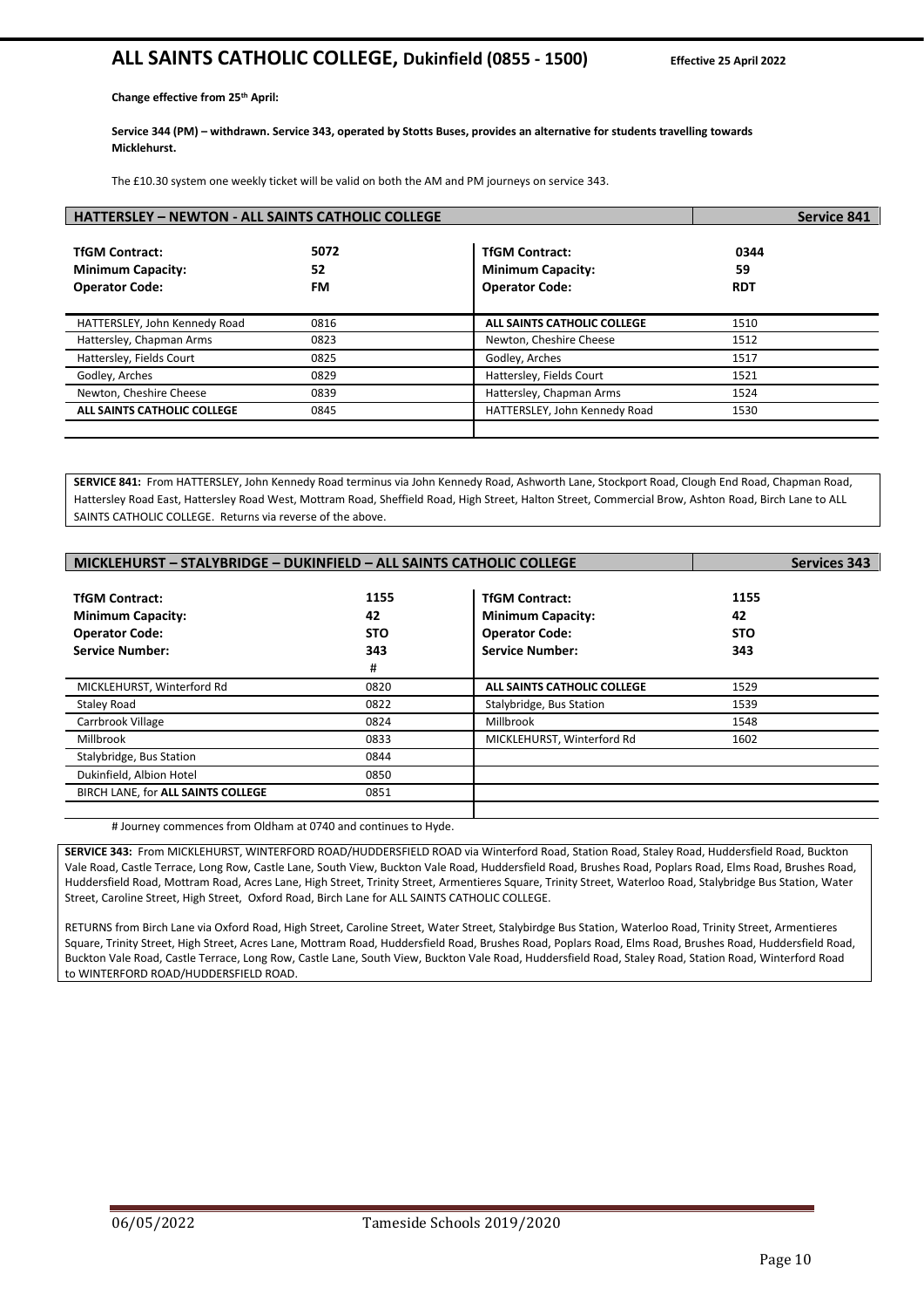# ALL SAINTS CATHOLIC COLLEGE, Dukinfield (0855 - 1500)

**Effective 25 April 2022**

**Change effective from 25th April:**

**Service 344 (PM) – withdrawn. Service 343, operated by Stotts Buses, provides an alternative for students travelling towards Micklehurst.**

The £10.30 system one weekly ticket will be valid on both the AM and PM journeys on service 343.

## HATTERSLEY – NEWTON - ALL SAINTS CATHOLIC COLLEGE — Service 841

| **TfGM Contract:** | **5072** | **TfGM Contract:** | **0344** |
|---|---|---|---|
| **Minimum Capacity:** | **52** | **Minimum Capacity:** | **59** |
| **Operator Code:** | **FM** | **Operator Code:** | **RDT** |
| HATTERSLEY, John Kennedy Road | 0816 | **ALL SAINTS CATHOLIC COLLEGE** | 1510 |
| Hattersley, Chapman Arms | 0823 | Newton, Cheshire Cheese | 1512 |
| Hattersley, Fields Court | 0825 | Godley, Arches | 1517 |
| Godley, Arches | 0829 | Hattersley, Fields Court | 1521 |
| Newton, Cheshire Cheese | 0839 | Hattersley, Chapman Arms | 1524 |
| **ALL SAINTS CATHOLIC COLLEGE** | 0845 | HATTERSLEY, John Kennedy Road | 1530 |

**SERVICE 841:** From HATTERSLEY, John Kennedy Road terminus via John Kennedy Road, Ashworth Lane, Stockport Road, Clough End Road, Chapman Road, Hattersley Road East, Hattersley Road West, Mottram Road, Sheffield Road, High Street, Halton Street, Commercial Brow, Ashton Road, Birch Lane to ALL SAINTS CATHOLIC COLLEGE. Returns via reverse of the above.

## MICKLEHURST – STALYBRIDGE – DUKINFIELD – ALL SAINTS CATHOLIC COLLEGE — Services 343

| **TfGM Contract:** | **1155** | **TfGM Contract:** | **1155** |
|---|---|---|---|
| **Minimum Capacity:** | **42** | **Minimum Capacity:** | **42** |
| **Operator Code:** | **STO** | **Operator Code:** | **STO** |
| **Service Number:** | **343** # | **Service Number:** | **343** |
| MICKLEHURST, Winterford Rd | 0820 | **ALL SAINTS CATHOLIC COLLEGE** | 1529 |
| Staley Road | 0822 | Stalybridge, Bus Station | 1539 |
| Carrbrook Village | 0824 | Millbrook | 1548 |
| Millbrook | 0833 | MICKLEHURST, Winterford Rd | 1602 |
| Stalybridge, Bus Station | 0844 | | |
| Dukinfield, Albion Hotel | 0850 | | |
| BIRCH LANE, for **ALL SAINTS COLLEGE** | 0851 | | |

# Journey commences from Oldham at 0740 and continues to Hyde.

**SERVICE 343:** From MICKLEHURST, WINTERFORD ROAD/HUDDERSFIELD ROAD via Winterford Road, Station Road, Staley Road, Huddersfield Road, Buckton Vale Road, Castle Terrace, Long Row, Castle Lane, South View, Buckton Vale Road, Huddersfield Road, Brushes Road, Poplars Road, Elms Road, Brushes Road, Huddersfield Road, Mottram Road, Acres Lane, High Street, Trinity Street, Armentieres Square, Trinity Street, Waterloo Road, Stalybridge Bus Station, Water Street, Caroline Street, High Street, Oxford Road, Birch Lane for ALL SAINTS CATHOLIC COLLEGE.

RETURNS from Birch Lane via Oxford Road, High Street, Caroline Street, Water Street, Stalybirdge Bus Station, Waterloo Road, Trinity Street, Armentieres Square, Trinity Street, High Street, Acres Lane, Mottram Road, Huddersfield Road, Brushes Road, Poplars Road, Elms Road, Brushes Road, Huddersfield Road, Buckton Vale Road, Castle Terrace, Long Row, Castle Lane, South View, Buckton Vale Road, Huddersfield Road, Staley Road, Station Road, Winterford Road to WINTERFORD ROAD/HUDDERSFIELD ROAD.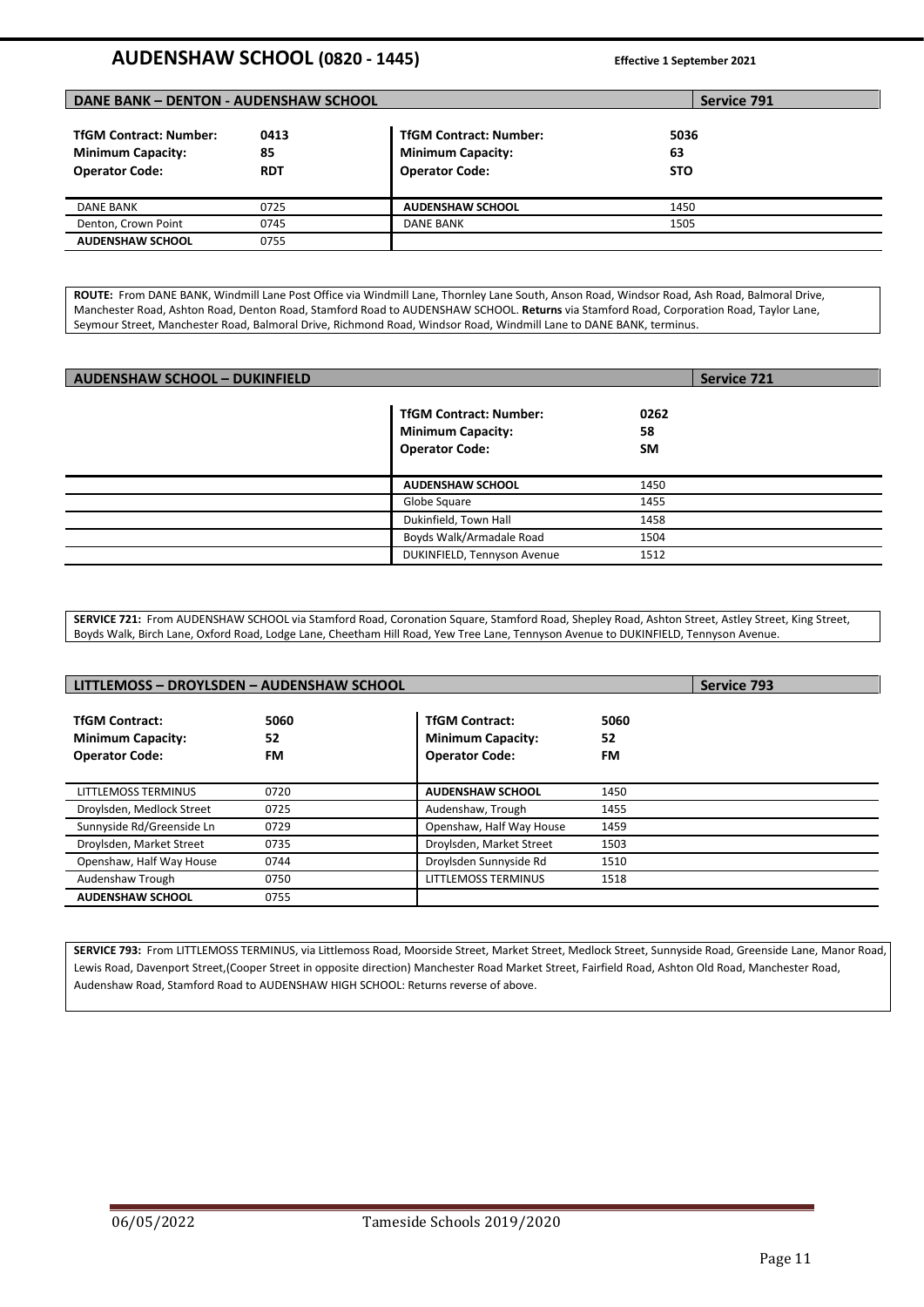# AUDENSHAW SCHOOL (0820 - 1445)

**Effective 1 September 2021**

## DANE BANK – DENTON - AUDENSHAW SCHOOL — Service 791

| **TfGM Contract: Number:** | **0413** | **TfGM Contract: Number:** | **5036** |
|---|---|---|---|
| **Minimum Capacity:** | **85** | **Minimum Capacity:** | **63** |
| **Operator Code:** | **RDT** | **Operator Code:** | **STO** |
| DANE BANK | 0725 | **AUDENSHAW SCHOOL** | 1450 |
| Denton, Crown Point | 0745 | DANE BANK | 1505 |
| **AUDENSHAW SCHOOL** | 0755 | | |

**ROUTE:** From DANE BANK, Windmill Lane Post Office via Windmill Lane, Thornley Lane South, Anson Road, Windsor Road, Ash Road, Balmoral Drive, Manchester Road, Ashton Road, Denton Road, Stamford Road to AUDENSHAW SCHOOL. **Returns** via Stamford Road, Corporation Road, Taylor Lane, Seymour Street, Manchester Road, Balmoral Drive, Richmond Road, Windsor Road, Windmill Lane to DANE BANK, terminus.

## AUDENSHAW SCHOOL – DUKINFIELD — Service 721

| **TfGM Contract: Number:** | **0262** |
|---|---|
| **Minimum Capacity:** | **58** |
| **Operator Code:** | **SM** |
| **AUDENSHAW SCHOOL** | 1450 |
| Globe Square | 1455 |
| Dukinfield, Town Hall | 1458 |
| Boyds Walk/Armadale Road | 1504 |
| DUKINFIELD, Tennyson Avenue | 1512 |

**SERVICE 721:** From AUDENSHAW SCHOOL via Stamford Road, Coronation Square, Stamford Road, Shepley Road, Ashton Street, Astley Street, King Street, Boyds Walk, Birch Lane, Oxford Road, Lodge Lane, Cheetham Hill Road, Yew Tree Lane, Tennyson Avenue to DUKINFIELD, Tennyson Avenue.

## LITTLEMOSS – DROYLSDEN – AUDENSHAW SCHOOL — Service 793

| **TfGM Contract:** | **5060** | **TfGM Contract:** | **5060** |
|---|---|---|---|
| **Minimum Capacity:** | **52** | **Minimum Capacity:** | **52** |
| **Operator Code:** | **FM** | **Operator Code:** | **FM** |
| LITTLEMOSS TERMINUS | 0720 | **AUDENSHAW SCHOOL** | 1450 |
| Droylsden, Medlock Street | 0725 | Audenshaw, Trough | 1455 |
| Sunnyside Rd/Greenside Ln | 0729 | Openshaw, Half Way House | 1459 |
| Droylsden, Market Street | 0735 | Droylsden, Market Street | 1503 |
| Openshaw, Half Way House | 0744 | Droylsden Sunnyside Rd | 1510 |
| Audenshaw Trough | 0750 | LITTLEMOSS TERMINUS | 1518 |
| **AUDENSHAW SCHOOL** | 0755 | | |

**SERVICE 793:** From LITTLEMOSS TERMINUS, via Littlemoss Road, Moorside Street, Market Street, Medlock Street, Sunnyside Road, Greenside Lane, Manor Road, Lewis Road, Davenport Street,(Cooper Street in opposite direction) Manchester Road Market Street, Fairfield Road, Ashton Old Road, Manchester Road, Audenshaw Road, Stamford Road to AUDENSHAW HIGH SCHOOL: Returns reverse of above.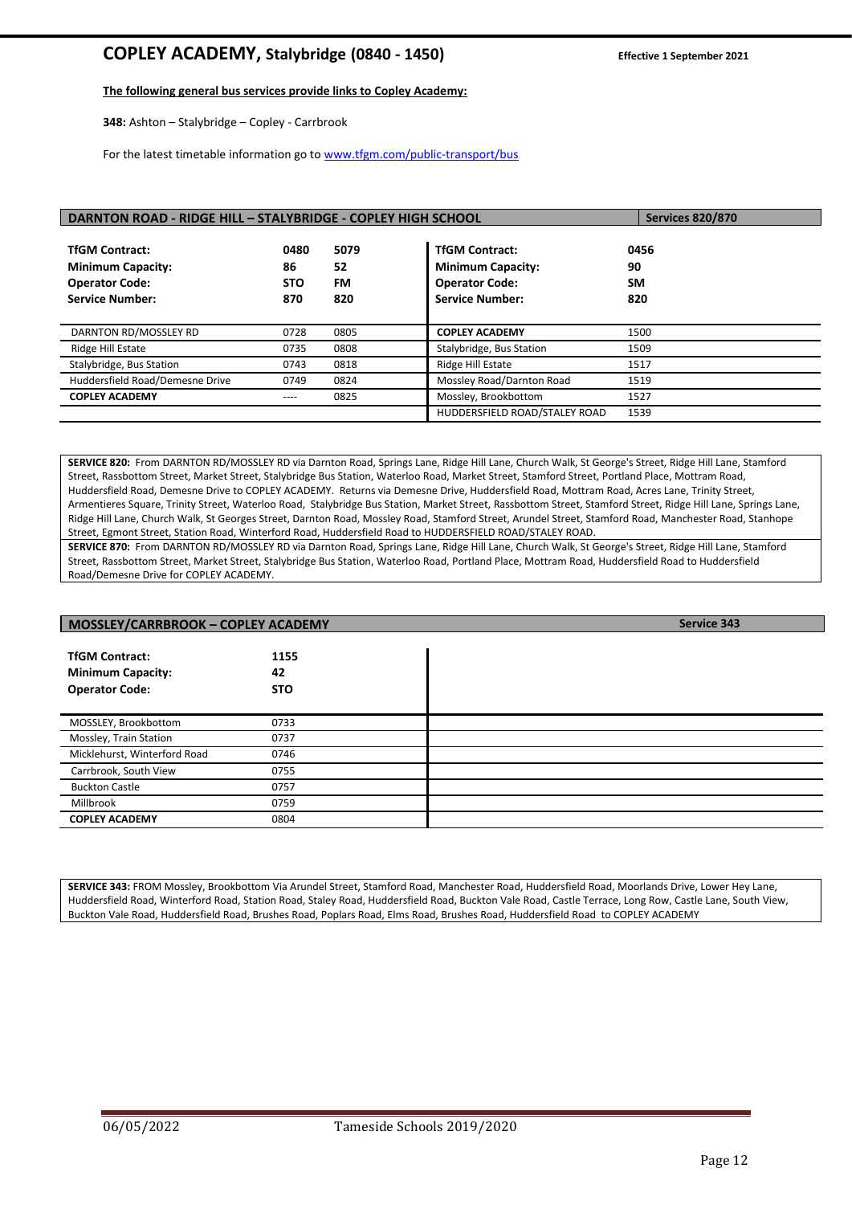# COPLEY ACADEMY, Stalybridge (0840 - 1450)

**Effective 1 September 2021**

**The following general bus services provide links to Copley Academy:**

**348:** Ashton – Stalybridge – Copley - Carrbrook

For the latest timetable information go to www.tfgm.com/public-transport/bus

## DARNTON ROAD - RIDGE HILL – STALYBRIDGE - COPLEY HIGH SCHOOL — Services 820/870

| **TfGM Contract:** | **0480** | **5079** |
|---|---|---|
| **Minimum Capacity:** | **86** | **52** |
| **Operator Code:** | **STO** | **FM** |
| **Service Number:** | **870** | **820** |
| DARNTON RD/MOSSLEY RD | 0728 | 0805 |
| Ridge Hill Estate | 0735 | 0808 |
| Stalybridge, Bus Station | 0743 | 0818 |
| Huddersfield Road/Demesne Drive | 0749 | 0824 |
| **COPLEY ACADEMY** | ---- | 0825 |

| **TfGM Contract:** | **0456** |
|---|---|
| **Minimum Capacity:** | **90** |
| **Operator Code:** | **SM** |
| **Service Number:** | **820** |
| **COPLEY ACADEMY** | 1500 |
| Stalybridge, Bus Station | 1509 |
| Ridge Hill Estate | 1517 |
| Mossley Road/Darnton Road | 1519 |
| Mossley, Brookbottom | 1527 |
| HUDDERSFIELD ROAD/STALEY ROAD | 1539 |

**SERVICE 820:** From DARNTON RD/MOSSLEY RD via Darnton Road, Springs Lane, Ridge Hill Lane, Church Walk, St George's Street, Ridge Hill Lane, Stamford Street, Rassbottom Street, Market Street, Stalybridge Bus Station, Waterloo Road, Market Street, Stamford Street, Portland Place, Mottram Road, Huddersfield Road, Demesne Drive to COPLEY ACADEMY. Returns via Demesne Drive, Huddersfield Road, Mottram Road, Acres Lane, Trinity Street, Armentieres Square, Trinity Street, Waterloo Road, Stalybridge Bus Station, Market Street, Rassbottom Street, Stamford Street, Ridge Hill Lane, Springs Lane, Ridge Hill Lane, Church Walk, St Georges Street, Darnton Road, Mossley Road, Stamford Street, Arundel Street, Stamford Road, Manchester Road, Stanhope Street, Egmont Street, Station Road, Winterford Road, Huddersfield Road to HUDDERSFIELD ROAD/STALEY ROAD.

**SERVICE 870:** From DARNTON RD/MOSSLEY RD via Darnton Road, Springs Lane, Ridge Hill Lane, Church Walk, St George's Street, Ridge Hill Lane, Stamford Street, Rassbottom Street, Market Street, Stalybridge Bus Station, Waterloo Road, Portland Place, Mottram Road, Huddersfield Road to Huddersfield Road/Demesne Drive for COPLEY ACADEMY.

## MOSSLEY/CARRBROOK – COPLEY ACADEMY — Service 343

| **TfGM Contract:** | **1155** |
|---|---|
| **Minimum Capacity:** | **42** |
| **Operator Code:** | **STO** |
| MOSSLEY, Brookbottom | 0733 |
| Mossley, Train Station | 0737 |
| Micklehurst, Winterford Road | 0746 |
| Carrbrook, South View | 0755 |
| Buckton Castle | 0757 |
| Millbrook | 0759 |
| **COPLEY ACADEMY** | 0804 |

**SERVICE 343:** FROM Mossley, Brookbottom Via Arundel Street, Stamford Road, Manchester Road, Huddersfield Road, Moorlands Drive, Lower Hey Lane, Huddersfield Road, Winterford Road, Station Road, Staley Road, Huddersfield Road, Buckton Vale Road, Castle Terrace, Long Row, Castle Lane, South View, Buckton Vale Road, Huddersfield Road, Brushes Road, Poplars Road, Elms Road, Brushes Road, Huddersfield Road to COPLEY ACADEMY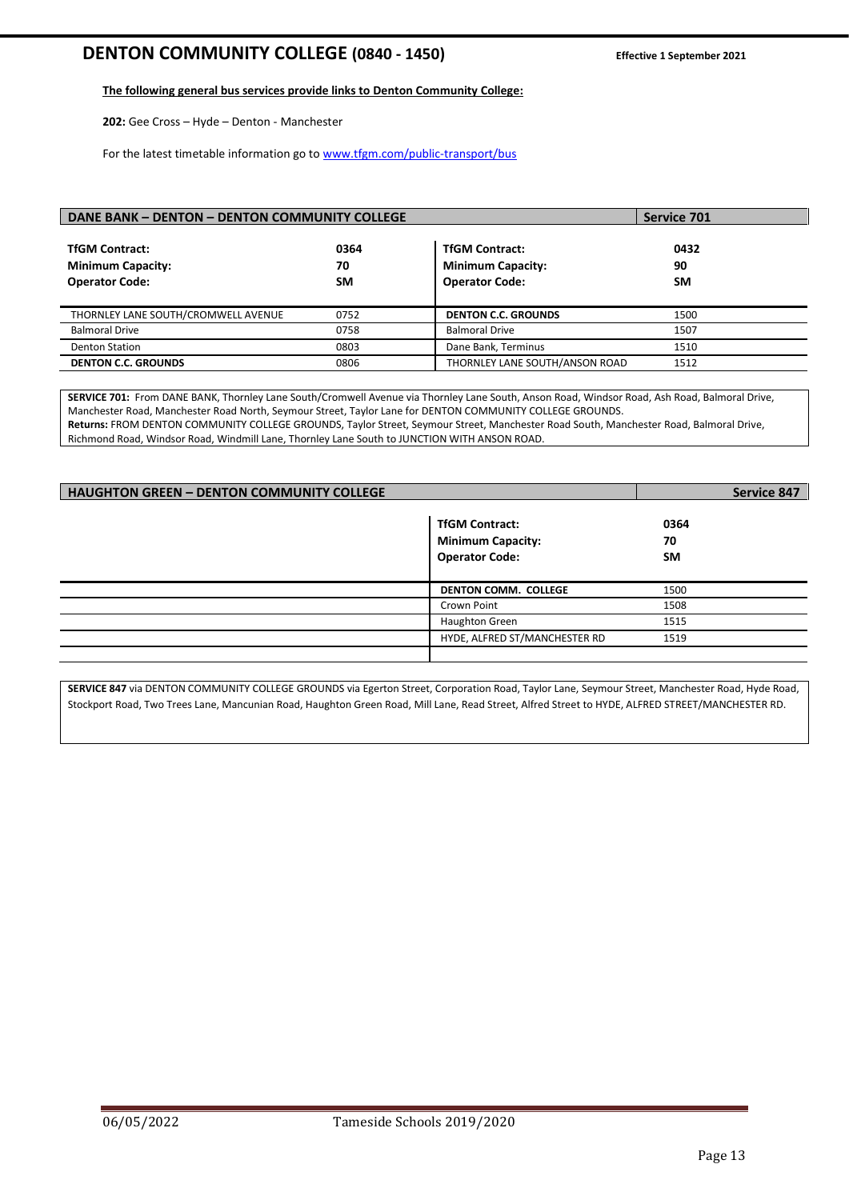# DENTON COMMUNITY COLLEGE (0840 - 1450)

**Effective 1 September 2021**

**The following general bus services provide links to Denton Community College:**

**202:** Gee Cross – Hyde – Denton - Manchester

For the latest timetable information go to www.tfgm.com/public-transport/bus

## DANE BANK – DENTON – DENTON COMMUNITY COLLEGE — Service 701

| **TfGM Contract:** | **0364** | **TfGM Contract:** | **0432** |
|---|---|---|---|
| **Minimum Capacity:** | **70** | **Minimum Capacity:** | **90** |
| **Operator Code:** | **SM** | **Operator Code:** | **SM** |
| THORNLEY LANE SOUTH/CROMWELL AVENUE | 0752 | **DENTON C.C. GROUNDS** | 1500 |
| Balmoral Drive | 0758 | Balmoral Drive | 1507 |
| Denton Station | 0803 | Dane Bank, Terminus | 1510 |
| **DENTON C.C. GROUNDS** | 0806 | THORNLEY LANE SOUTH/ANSON ROAD | 1512 |

**SERVICE 701:** From DANE BANK, Thornley Lane South/Cromwell Avenue via Thornley Lane South, Anson Road, Windsor Road, Ash Road, Balmoral Drive, Manchester Road, Manchester Road North, Seymour Street, Taylor Lane for DENTON COMMUNITY COLLEGE GROUNDS.
**Returns:** FROM DENTON COMMUNITY COLLEGE GROUNDS, Taylor Street, Seymour Street, Manchester Road South, Manchester Road, Balmoral Drive, Richmond Road, Windsor Road, Windmill Lane, Thornley Lane South to JUNCTION WITH ANSON ROAD.

## HAUGHTON GREEN – DENTON COMMUNITY COLLEGE — Service 847

| | | **TfGM Contract:** | **0364** |
|---|---|---|---|
| | | **Minimum Capacity:** | **70** |
| | | **Operator Code:** | **SM** |
| | | **DENTON COMM. COLLEGE** | 1500 |
| | | Crown Point | 1508 |
| | | Haughton Green | 1515 |
| | | HYDE, ALFRED ST/MANCHESTER RD | 1519 |

**SERVICE 847** via DENTON COMMUNITY COLLEGE GROUNDS via Egerton Street, Corporation Road, Taylor Lane, Seymour Street, Manchester Road, Hyde Road, Stockport Road, Two Trees Lane, Mancunian Road, Haughton Green Road, Mill Lane, Read Street, Alfred Street to HYDE, ALFRED STREET/MANCHESTER RD.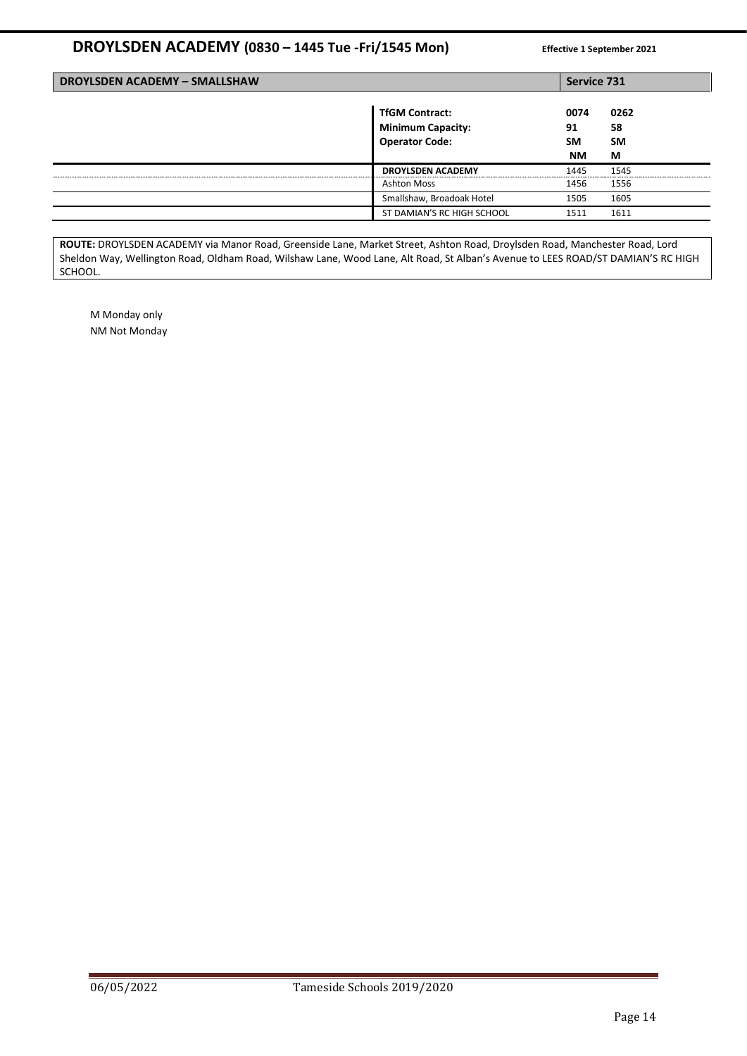# DROYLSDEN ACADEMY (0830 – 1445 Tue -Fri/1545 Mon)

**Effective 1 September 2021**

| **DROYLSDEN ACADEMY – SMALLSHAW** | **Service 731** | |
|---|---|---|
| **TfGM Contract:** | **0074** | **0262** |
| **Minimum Capacity:** | **91** | **58** |
| **Operator Code:** | **SM** | **SM** |
| | **NM** | **M** |
| **DROYLSDEN ACADEMY** | 1445 | 1545 |
| Ashton Moss | 1456 | 1556 |
| Smallshaw, Broadoak Hotel | 1505 | 1605 |
| ST DAMIAN'S RC HIGH SCHOOL | 1511 | 1611 |

**ROUTE:** DROYLSDEN ACADEMY via Manor Road, Greenside Lane, Market Street, Ashton Road, Droylsden Road, Manchester Road, Lord Sheldon Way, Wellington Road, Oldham Road, Wilshaw Lane, Wood Lane, Alt Road, St Alban's Avenue to LEES ROAD/ST DAMIAN'S RC HIGH SCHOOL.

M Monday only
NM Not Monday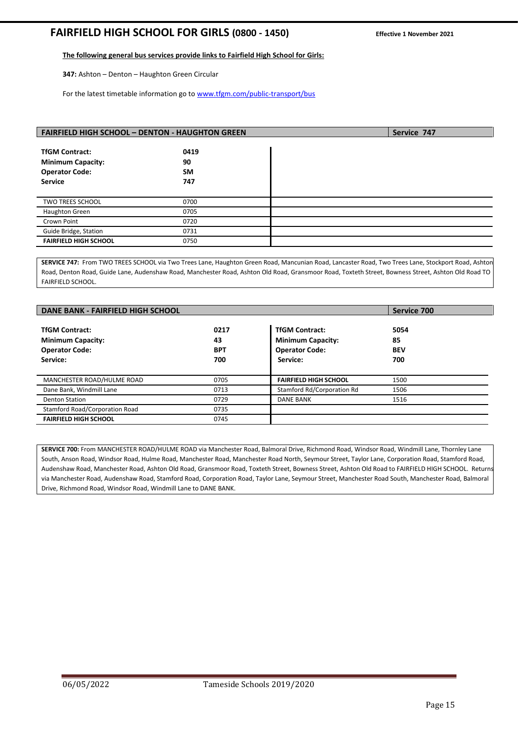# FAIRFIELD HIGH SCHOOL FOR GIRLS (0800 - 1450)

**Effective 1 November 2021**

**The following general bus services provide links to Fairfield High School for Girls:**

**347:** Ashton – Denton – Haughton Green Circular

For the latest timetable information go to www.tfgm.com/public-transport/bus

## FAIRFIELD HIGH SCHOOL – DENTON - HAUGHTON GREEN — Service 747

| | |
|---|---|
| **TfGM Contract:** | **0419** |
| **Minimum Capacity:** | **90** |
| **Operator Code:** | **SM** |
| **Service** | **747** |
| TWO TREES SCHOOL | 0700 |
| Haughton Green | 0705 |
| Crown Point | 0720 |
| Guide Bridge, Station | 0731 |
| **FAIRFIELD HIGH SCHOOL** | 0750 |

**SERVICE 747:** From TWO TREES SCHOOL via Two Trees Lane, Haughton Green Road, Mancunian Road, Lancaster Road, Two Trees Lane, Stockport Road, Ashton Road, Denton Road, Guide Lane, Audenshaw Road, Manchester Road, Ashton Old Road, Gransmoor Road, Toxteth Street, Bowness Street, Ashton Old Road TO FAIRFIELD SCHOOL.

## DANE BANK - FAIRFIELD HIGH SCHOOL — Service 700

| | | | |
|---|---|---|---|
| **TfGM Contract:** | **0217** | **TfGM Contract:** | **5054** |
| **Minimum Capacity:** | **43** | **Minimum Capacity:** | **85** |
| **Operator Code:** | **BPT** | **Operator Code:** | **BEV** |
| **Service:** | **700** | **Service:** | **700** |
| MANCHESTER ROAD/HULME ROAD | 0705 | **FAIRFIELD HIGH SCHOOL** | 1500 |
| Dane Bank, Windmill Lane | 0713 | Stamford Rd/Corporation Rd | 1506 |
| Denton Station | 0729 | DANE BANK | 1516 |
| Stamford Road/Corporation Road | 0735 | | |
| **FAIRFIELD HIGH SCHOOL** | 0745 | | |

**SERVICE 700:** From MANCHESTER ROAD/HULME ROAD via Manchester Road, Balmoral Drive, Richmond Road, Windsor Road, Windmill Lane, Thornley Lane South, Anson Road, Windsor Road, Hulme Road, Manchester Road, Manchester Road North, Seymour Street, Taylor Lane, Corporation Road, Stamford Road, Audenshaw Road, Manchester Road, Ashton Old Road, Gransmoor Road, Toxteth Street, Bowness Street, Ashton Old Road to FAIRFIELD HIGH SCHOOL. Returns via Manchester Road, Audenshaw Road, Stamford Road, Corporation Road, Taylor Lane, Seymour Street, Manchester Road South, Manchester Road, Balmoral Drive, Richmond Road, Windsor Road, Windmill Lane to DANE BANK.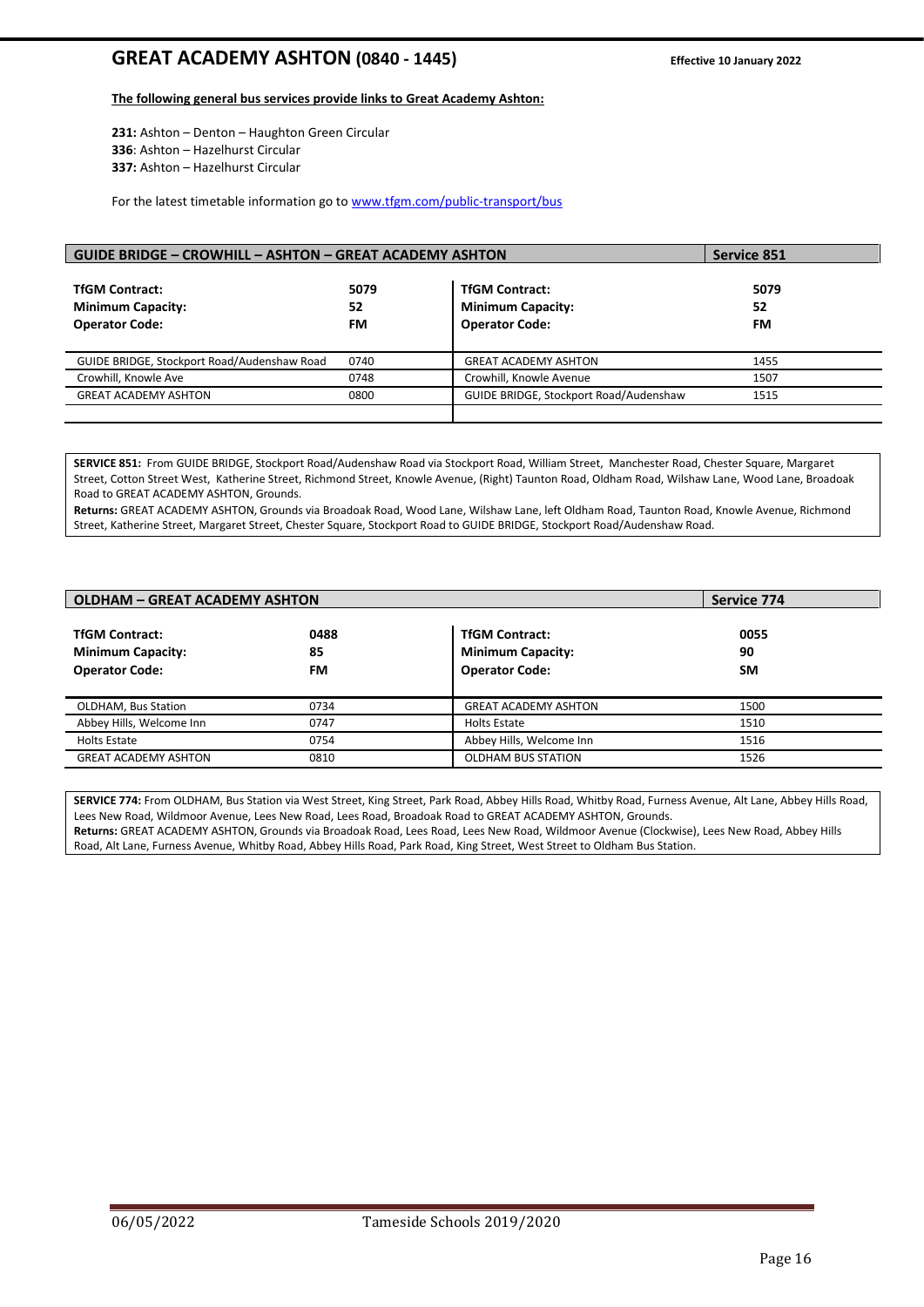# GREAT ACADEMY ASHTON (0840 - 1445)

**Effective 10 January 2022**

**The following general bus services provide links to Great Academy Ashton:**

**231:** Ashton – Denton – Haughton Green Circular
**336**: Ashton – Hazelhurst Circular
**337:** Ashton – Hazelhurst Circular

For the latest timetable information go to www.tfgm.com/public-transport/bus

## GUIDE BRIDGE – CROWHILL – ASHTON – GREAT ACADEMY ASHTON — Service 851

| **TfGM Contract:** | **5079** | **TfGM Contract:** | **5079** |
|---|---|---|---|
| **Minimum Capacity:** | **52** | **Minimum Capacity:** | **52** |
| **Operator Code:** | **FM** | **Operator Code:** | **FM** |
| GUIDE BRIDGE, Stockport Road/Audenshaw Road | 0740 | GREAT ACADEMY ASHTON | 1455 |
| Crowhill, Knowle Ave | 0748 | Crowhill, Knowle Avenue | 1507 |
| GREAT ACADEMY ASHTON | 0800 | GUIDE BRIDGE, Stockport Road/Audenshaw | 1515 |

**SERVICE 851:** From GUIDE BRIDGE, Stockport Road/Audenshaw Road via Stockport Road, William Street, Manchester Road, Chester Square, Margaret Street, Cotton Street West, Katherine Street, Richmond Street, Knowle Avenue, (Right) Taunton Road, Oldham Road, Wilshaw Lane, Wood Lane, Broadoak Road to GREAT ACADEMY ASHTON, Grounds.
**Returns:** GREAT ACADEMY ASHTON, Grounds via Broadoak Road, Wood Lane, Wilshaw Lane, left Oldham Road, Taunton Road, Knowle Avenue, Richmond Street, Katherine Street, Margaret Street, Chester Square, Stockport Road to GUIDE BRIDGE, Stockport Road/Audenshaw Road.

## OLDHAM – GREAT ACADEMY ASHTON — Service 774

| **TfGM Contract:** | **0488** | **TfGM Contract:** | **0055** |
|---|---|---|---|
| **Minimum Capacity:** | **85** | **Minimum Capacity:** | **90** |
| **Operator Code:** | **FM** | **Operator Code:** | **SM** |
| OLDHAM, Bus Station | 0734 | GREAT ACADEMY ASHTON | 1500 |
| Abbey Hills, Welcome Inn | 0747 | Holts Estate | 1510 |
| Holts Estate | 0754 | Abbey Hills, Welcome Inn | 1516 |
| GREAT ACADEMY ASHTON | 0810 | OLDHAM BUS STATION | 1526 |

**SERVICE 774:** From OLDHAM, Bus Station via West Street, King Street, Park Road, Abbey Hills Road, Whitby Road, Furness Avenue, Alt Lane, Abbey Hills Road, Lees New Road, Wildmoor Avenue, Lees New Road, Lees Road, Broadoak Road to GREAT ACADEMY ASHTON, Grounds.
**Returns:** GREAT ACADEMY ASHTON, Grounds via Broadoak Road, Lees Road, Lees New Road, Wildmoor Avenue (Clockwise), Lees New Road, Abbey Hills Road, Alt Lane, Furness Avenue, Whitby Road, Abbey Hills Road, Park Road, King Street, West Street to Oldham Bus Station.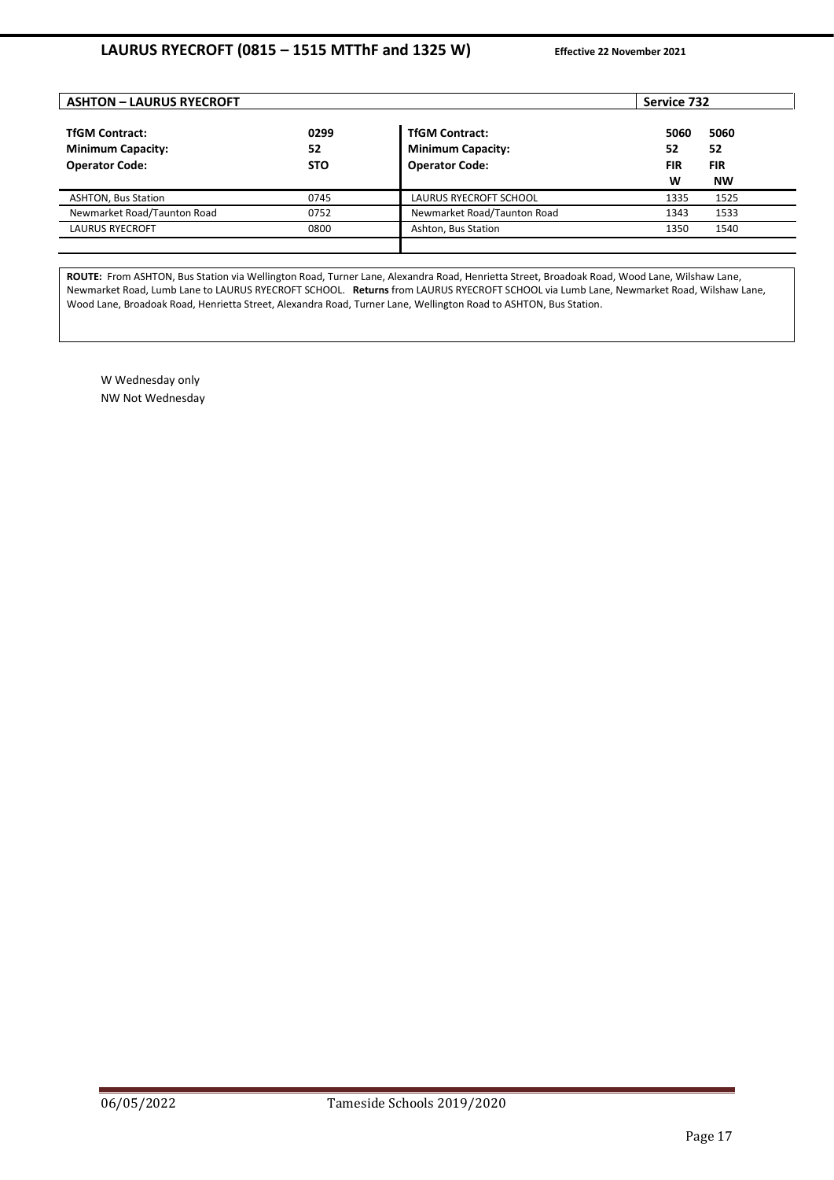## LAURUS RYECROFT (0815 – 1515 MTThF and 1325 W)

**Effective 22 November 2021**

| ASHTON – LAURUS RYECROFT | | | Service 732 | |
|---|---|---|---|---|
| **TfGM Contract:** | **0299** | **TfGM Contract:** | **5060** | **5060** |
| **Minimum Capacity:** | **52** | **Minimum Capacity:** | **52** | **52** |
| **Operator Code:** | **STO** | **Operator Code:** | **FIR** | **FIR** |
| | | | **W** | **NW** |
| ASHTON, Bus Station | 0745 | LAURUS RYECROFT SCHOOL | 1335 | 1525 |
| Newmarket Road/Taunton Road | 0752 | Newmarket Road/Taunton Road | 1343 | 1533 |
| LAURUS RYECROFT | 0800 | Ashton, Bus Station | 1350 | 1540 |

**ROUTE:** From ASHTON, Bus Station via Wellington Road, Turner Lane, Alexandra Road, Henrietta Street, Broadoak Road, Wood Lane, Wilshaw Lane, Newmarket Road, Lumb Lane to LAURUS RYECROFT SCHOOL. **Returns** from LAURUS RYECROFT SCHOOL via Lumb Lane, Newmarket Road, Wilshaw Lane, Wood Lane, Broadoak Road, Henrietta Street, Alexandra Road, Turner Lane, Wellington Road to ASHTON, Bus Station.

W Wednesday only
NW Not Wednesday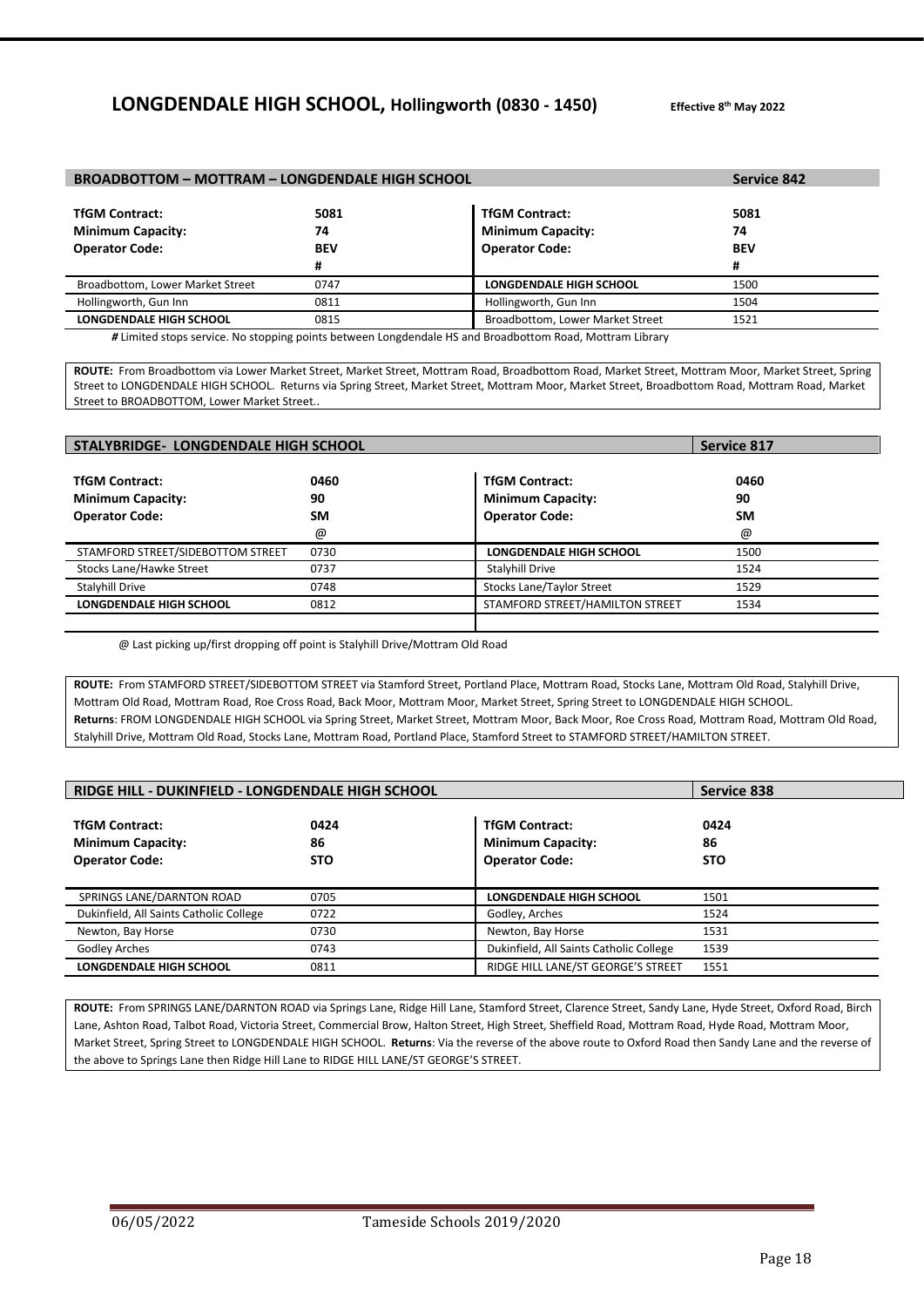# LONGDENDALE HIGH SCHOOL, Hollingworth (0830 - 1450)

**Effective 8th May 2022**

## BROADBOTTOM – MOTTRAM – LONGDENDALE HIGH SCHOOL — Service 842

| **TfGM Contract:** | **5081** | **TfGM Contract:** | **5081** |
|---|---|---|---|
| **Minimum Capacity:** | **74** | **Minimum Capacity:** | **74** |
| **Operator Code:** | **BEV** | **Operator Code:** | **BEV** |
| | **#** | | **#** |
| Broadbottom, Lower Market Street | 0747 | **LONGDENDALE HIGH SCHOOL** | 1500 |
| Hollingworth, Gun Inn | 0811 | Hollingworth, Gun Inn | 1504 |
| **LONGDENDALE HIGH SCHOOL** | 0815 | Broadbottom, Lower Market Street | 1521 |

**#** Limited stops service. No stopping points between Longdendale HS and Broadbottom Road, Mottram Library

**ROUTE:** From Broadbottom via Lower Market Street, Market Street, Mottram Road, Broadbottom Road, Market Street, Mottram Moor, Market Street, Spring Street to LONGDENDALE HIGH SCHOOL. Returns via Spring Street, Market Street, Mottram Moor, Market Street, Broadbottom Road, Mottram Road, Market Street to BROADBOTTOM, Lower Market Street..

## STALYBRIDGE- LONGDENDALE HIGH SCHOOL — Service 817

| **TfGM Contract:** | **0460** | **TfGM Contract:** | **0460** |
|---|---|---|---|
| **Minimum Capacity:** | **90** | **Minimum Capacity:** | **90** |
| **Operator Code:** | **SM** | **Operator Code:** | **SM** |
| | @ | | @ |
| STAMFORD STREET/SIDEBOTTOM STREET | 0730 | **LONGDENDALE HIGH SCHOOL** | 1500 |
| Stocks Lane/Hawke Street | 0737 | Stalyhill Drive | 1524 |
| Stalyhill Drive | 0748 | Stocks Lane/Taylor Street | 1529 |
| **LONGDENDALE HIGH SCHOOL** | 0812 | STAMFORD STREET/HAMILTON STREET | 1534 |

@ Last picking up/first dropping off point is Stalyhill Drive/Mottram Old Road

**ROUTE:** From STAMFORD STREET/SIDEBOTTOM STREET via Stamford Street, Portland Place, Mottram Road, Stocks Lane, Mottram Old Road, Stalyhill Drive, Mottram Old Road, Mottram Road, Roe Cross Road, Back Moor, Mottram Moor, Market Street, Spring Street to LONGDENDALE HIGH SCHOOL.
**Returns**: FROM LONGDENDALE HIGH SCHOOL via Spring Street, Market Street, Mottram Moor, Back Moor, Roe Cross Road, Mottram Road, Mottram Old Road, Stalyhill Drive, Mottram Old Road, Stocks Lane, Mottram Road, Portland Place, Stamford Street to STAMFORD STREET/HAMILTON STREET.

## RIDGE HILL - DUKINFIELD - LONGDENDALE HIGH SCHOOL — Service 838

| **TfGM Contract:** | **0424** | **TfGM Contract:** | **0424** |
|---|---|---|---|
| **Minimum Capacity:** | **86** | **Minimum Capacity:** | **86** |
| **Operator Code:** | **STO** | **Operator Code:** | **STO** |
| SPRINGS LANE/DARNTON ROAD | 0705 | **LONGDENDALE HIGH SCHOOL** | 1501 |
| Dukinfield, All Saints Catholic College | 0722 | Godley, Arches | 1524 |
| Newton, Bay Horse | 0730 | Newton, Bay Horse | 1531 |
| Godley Arches | 0743 | Dukinfield, All Saints Catholic College | 1539 |
| **LONGDENDALE HIGH SCHOOL** | 0811 | RIDGE HILL LANE/ST GEORGE'S STREET | 1551 |

**ROUTE:** From SPRINGS LANE/DARNTON ROAD via Springs Lane, Ridge Hill Lane, Stamford Street, Clarence Street, Sandy Lane, Hyde Street, Oxford Road, Birch Lane, Ashton Road, Talbot Road, Victoria Street, Commercial Brow, Halton Street, High Street, Sheffield Road, Mottram Road, Hyde Road, Mottram Moor, Market Street, Spring Street to LONGDENDALE HIGH SCHOOL. **Returns**: Via the reverse of the above route to Oxford Road then Sandy Lane and the reverse of the above to Springs Lane then Ridge Hill Lane to RIDGE HILL LANE/ST GEORGE'S STREET.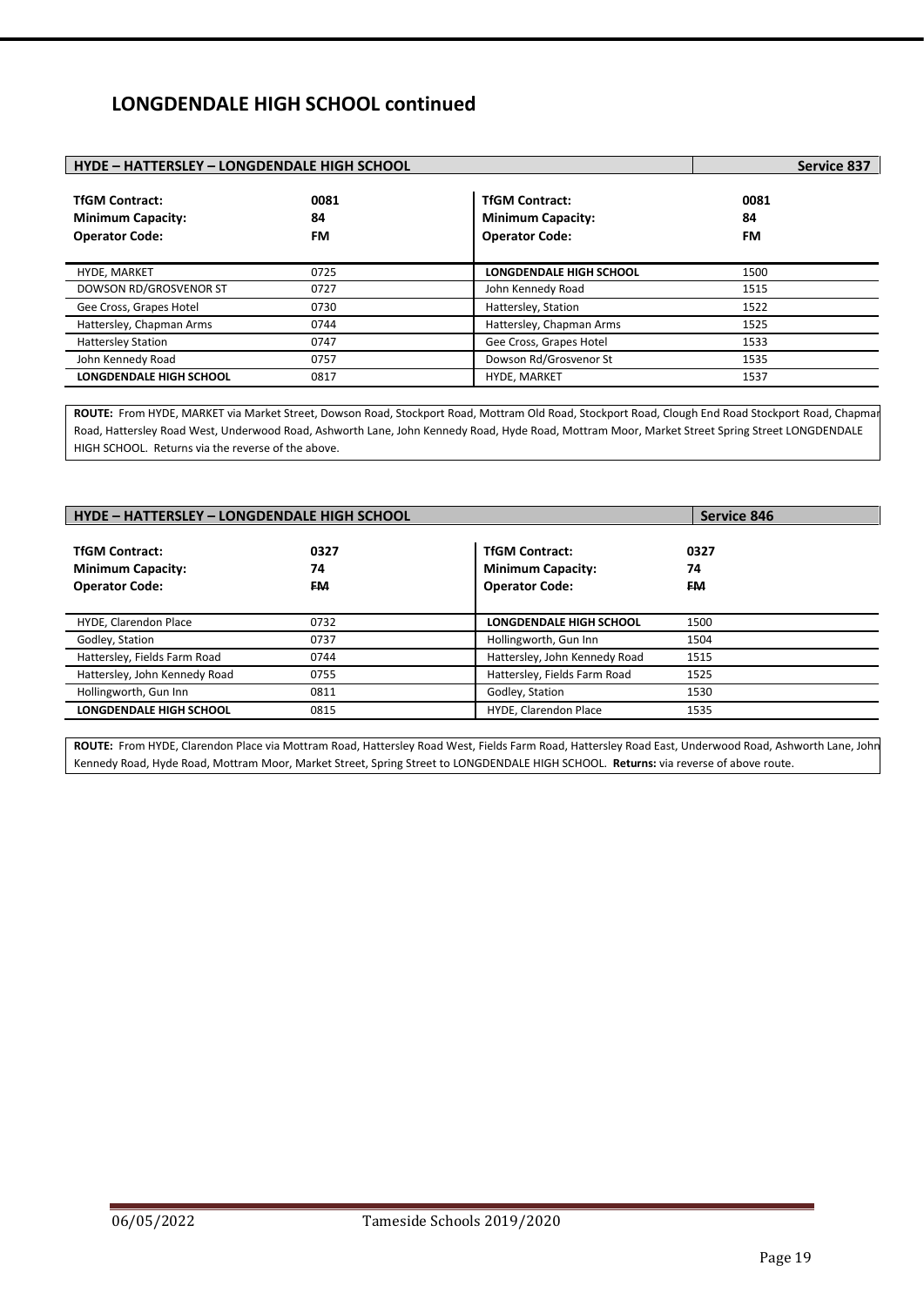## LONGDENDALE HIGH SCHOOL continued

| HYDE – HATTERSLEY – LONGDENDALE HIGH SCHOOL | | | Service 837 |
|---|---|---|---|
| **TfGM Contract:** | **0081** | **TfGM Contract:** | **0081** |
| **Minimum Capacity:** | **84** | **Minimum Capacity:** | **84** |
| **Operator Code:** | **FM** | **Operator Code:** | **FM** |
| HYDE, MARKET | 0725 | **LONGDENDALE HIGH SCHOOL** | 1500 |
| DOWSON RD/GROSVENOR ST | 0727 | John Kennedy Road | 1515 |
| Gee Cross, Grapes Hotel | 0730 | Hattersley, Station | 1522 |
| Hattersley, Chapman Arms | 0744 | Hattersley, Chapman Arms | 1525 |
| Hattersley Station | 0747 | Gee Cross, Grapes Hotel | 1533 |
| John Kennedy Road | 0757 | Dowson Rd/Grosvenor St | 1535 |
| **LONGDENDALE HIGH SCHOOL** | 0817 | HYDE, MARKET | 1537 |

**ROUTE:** From HYDE, MARKET via Market Street, Dowson Road, Stockport Road, Mottram Old Road, Stockport Road, Clough End Road Stockport Road, Chapman Road, Hattersley Road West, Underwood Road, Ashworth Lane, John Kennedy Road, Hyde Road, Mottram Moor, Market Street Spring Street LONGDENDALE HIGH SCHOOL. Returns via the reverse of the above.

| HYDE – HATTERSLEY – LONGDENDALE HIGH SCHOOL | | | Service 846 |
|---|---|---|---|
| **TfGM Contract:** | **0327** | **TfGM Contract:** | **0327** |
| **Minimum Capacity:** | **74** | **Minimum Capacity:** | **74** |
| **Operator Code:** | **~~FM~~** | **Operator Code:** | **~~FM~~** |
| HYDE, Clarendon Place | 0732 | **LONGDENDALE HIGH SCHOOL** | 1500 |
| Godley, Station | 0737 | Hollingworth, Gun Inn | 1504 |
| Hattersley, Fields Farm Road | 0744 | Hattersley, John Kennedy Road | 1515 |
| Hattersley, John Kennedy Road | 0755 | Hattersley, Fields Farm Road | 1525 |
| Hollingworth, Gun Inn | 0811 | Godley, Station | 1530 |
| **LONGDENDALE HIGH SCHOOL** | 0815 | HYDE, Clarendon Place | 1535 |

**ROUTE:** From HYDE, Clarendon Place via Mottram Road, Hattersley Road West, Fields Farm Road, Hattersley Road East, Underwood Road, Ashworth Lane, John Kennedy Road, Hyde Road, Mottram Moor, Market Street, Spring Street to LONGDENDALE HIGH SCHOOL. **Returns:** via reverse of above route.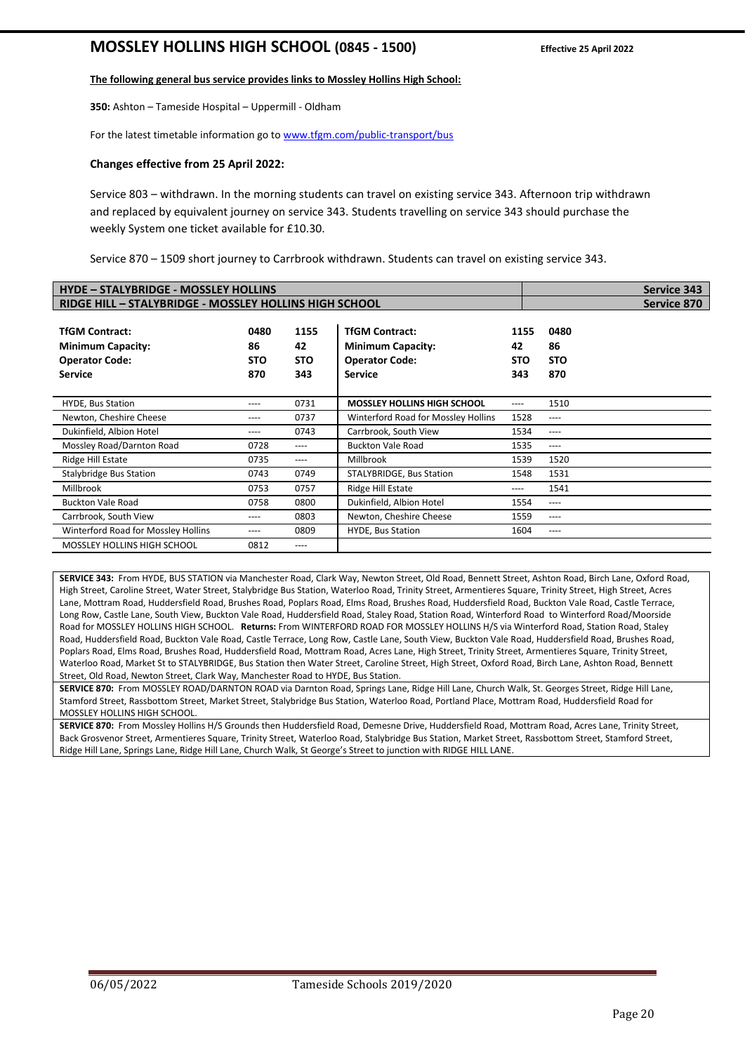# MOSSLEY HOLLINS HIGH SCHOOL (0845 - 1500)

**Effective 25 April 2022**

**The following general bus service provides links to Mossley Hollins High School:**

**350:** Ashton – Tameside Hospital – Uppermill - Oldham

For the latest timetable information go to [www.tfgm.com/public-transport/bus](www.tfgm.com/public-transport/bus)

**Changes effective from 25 April 2022:**

Service 803 – withdrawn. In the morning students can travel on existing service 343. Afternoon trip withdrawn and replaced by equivalent journey on service 343. Students travelling on service 343 should purchase the weekly System one ticket available for £10.30.

Service 870 – 1509 short journey to Carrbrook withdrawn. Students can travel on existing service 343.

| HYDE – STALYBRIDGE - MOSSLEY HOLLINS | | | Service 343 | | |
|---|---|---|---|---|---|
| RIDGE HILL – STALYBRIDGE - MOSSLEY HOLLINS HIGH SCHOOL | | | Service 870 | | |
| **TfGM Contract:** | **0480** | **1155** | **TfGM Contract:** | **1155** | **0480** |
| **Minimum Capacity:** | **86** | **42** | **Minimum Capacity:** | **42** | **86** |
| **Operator Code:** | **STO** | **STO** | **Operator Code:** | **STO** | **STO** |
| **Service** | **870** | **343** | **Service** | **343** | **870** |
| HYDE, Bus Station | ---- | 0731 | **MOSSLEY HOLLINS HIGH SCHOOL** | ---- | 1510 |
| Newton, Cheshire Cheese | ---- | 0737 | Winterford Road for Mossley Hollins | 1528 | ---- |
| Dukinfield, Albion Hotel | ---- | 0743 | Carrbrook, South View | 1534 | ---- |
| Mossley Road/Darnton Road | 0728 | ---- | Buckton Vale Road | 1535 | ---- |
| Ridge Hill Estate | 0735 | ---- | Millbrook | 1539 | 1520 |
| Stalybridge Bus Station | 0743 | 0749 | STALYBRIDGE, Bus Station | 1548 | 1531 |
| Millbrook | 0753 | 0757 | Ridge Hill Estate | ---- | 1541 |
| Buckton Vale Road | 0758 | 0800 | Dukinfield, Albion Hotel | 1554 | ---- |
| Carrbrook, South View | ---- | 0803 | Newton, Cheshire Cheese | 1559 | ---- |
| Winterford Road for Mossley Hollins | ---- | 0809 | HYDE, Bus Station | 1604 | ---- |
| MOSSLEY HOLLINS HIGH SCHOOL | 0812 | ---- | | | |

**SERVICE 343:** From HYDE, BUS STATION via Manchester Road, Clark Way, Newton Street, Old Road, Bennett Street, Ashton Road, Birch Lane, Oxford Road, High Street, Caroline Street, Water Street, Stalybridge Bus Station, Waterloo Road, Trinity Street, Armentieres Square, Trinity Street, High Street, Acres Lane, Mottram Road, Huddersfield Road, Brushes Road, Poplars Road, Elms Road, Brushes Road, Huddersfield Road, Buckton Vale Road, Castle Terrace, Long Row, Castle Lane, South View, Buckton Vale Road, Huddersfield Road, Staley Road, Station Road, Winterford Road to Winterford Road/Moorside Road for MOSSLEY HOLLINS HIGH SCHOOL. **Returns:** From WINTERFORD ROAD FOR MOSSLEY HOLLINS H/S via Winterford Road, Station Road, Staley Road, Huddersfield Road, Buckton Vale Road, Castle Terrace, Long Row, Castle Lane, South View, Buckton Vale Road, Huddersfield Road, Brushes Road, Poplars Road, Elms Road, Brushes Road, Huddersfield Road, Mottram Road, Acres Lane, High Street, Trinity Street, Armentieres Square, Trinity Street, Waterloo Road, Market St to STALYBRIDGE, Bus Station then Water Street, Caroline Street, High Street, Oxford Road, Birch Lane, Ashton Road, Bennett Street, Old Road, Newton Street, Clark Way, Manchester Road to HYDE, Bus Station.

**SERVICE 870:** From MOSSLEY ROAD/DARNTON ROAD via Darnton Road, Springs Lane, Ridge Hill Lane, Church Walk, St. Georges Street, Ridge Hill Lane, Stamford Street, Rassbottom Street, Market Street, Stalybridge Bus Station, Waterloo Road, Portland Place, Mottram Road, Huddersfield Road for MOSSLEY HOLLINS HIGH SCHOOL.

**SERVICE 870:** From Mossley Hollins H/S Grounds then Huddersfield Road, Demesne Drive, Huddersfield Road, Mottram Road, Acres Lane, Trinity Street, Back Grosvenor Street, Armentieres Square, Trinity Street, Waterloo Road, Stalybridge Bus Station, Market Street, Rassbottom Street, Stamford Street, Ridge Hill Lane, Springs Lane, Ridge Hill Lane, Church Walk, St George's Street to junction with RIDGE HILL LANE.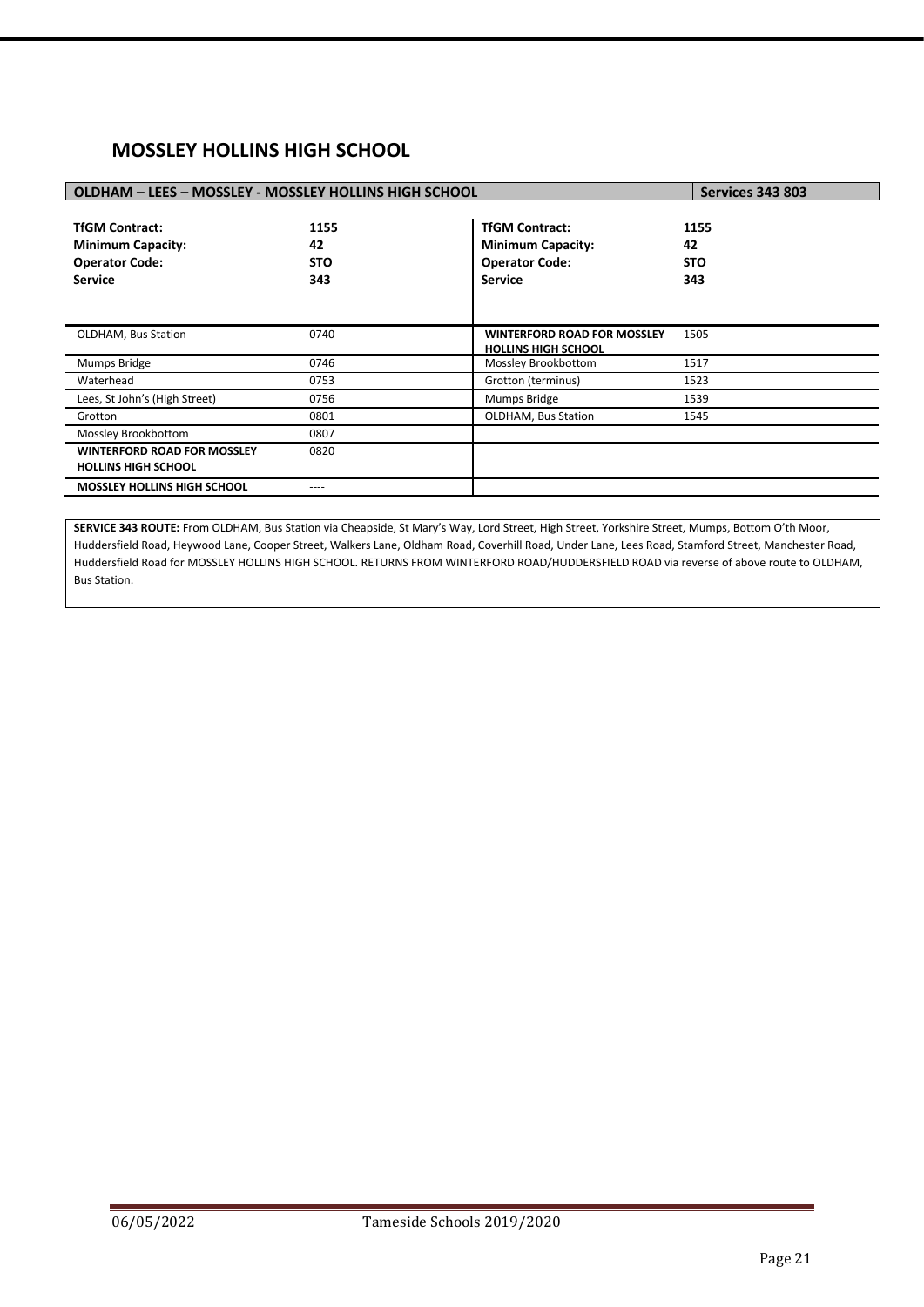## MOSSLEY HOLLINS HIGH SCHOOL

| OLDHAM – LEES – MOSSLEY - MOSSLEY HOLLINS HIGH SCHOOL | | | Services 343 803 |
|---|---|---|---|
| **TfGM Contract:** | **1155** | **TfGM Contract:** | **1155** |
| **Minimum Capacity:** | **42** | **Minimum Capacity:** | **42** |
| **Operator Code:** | **STO** | **Operator Code:** | **STO** |
| **Service** | **343** | **Service** | **343** |
| OLDHAM, Bus Station | 0740 | **WINTERFORD ROAD FOR MOSSLEY HOLLINS HIGH SCHOOL** | 1505 |
| Mumps Bridge | 0746 | Mossley Brookbottom | 1517 |
| Waterhead | 0753 | Grotton (terminus) | 1523 |
| Lees, St John's (High Street) | 0756 | Mumps Bridge | 1539 |
| Grotton | 0801 | OLDHAM, Bus Station | 1545 |
| Mossley Brookbottom | 0807 | | |
| **WINTERFORD ROAD FOR MOSSLEY HOLLINS HIGH SCHOOL** | 0820 | | |
| **MOSSLEY HOLLINS HIGH SCHOOL** | ---- | | |

**SERVICE 343 ROUTE:** From OLDHAM, Bus Station via Cheapside, St Mary's Way, Lord Street, High Street, Yorkshire Street, Mumps, Bottom O'th Moor, Huddersfield Road, Heywood Lane, Cooper Street, Walkers Lane, Oldham Road, Coverhill Road, Under Lane, Lees Road, Stamford Street, Manchester Road, Huddersfield Road for MOSSLEY HOLLINS HIGH SCHOOL. RETURNS FROM WINTERFORD ROAD/HUDDERSFIELD ROAD via reverse of above route to OLDHAM, Bus Station.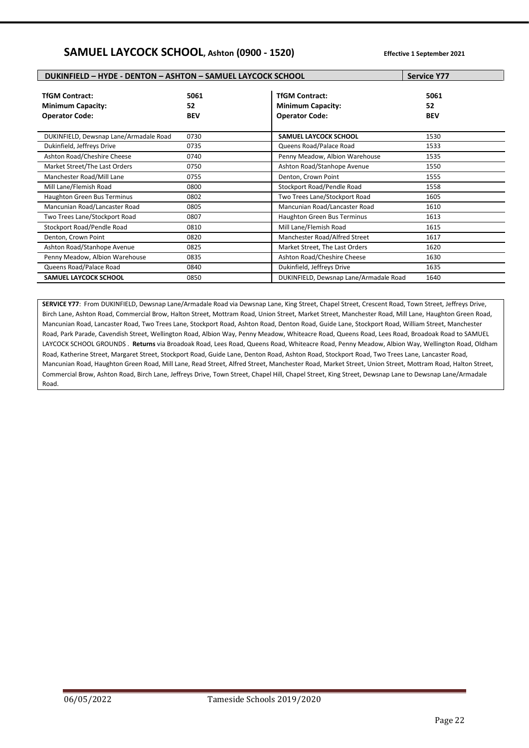## SAMUEL LAYCOCK SCHOOL, Ashton (0900 - 1520)

**Effective 1 September 2021**

| DUKINFIELD – HYDE - DENTON – ASHTON – SAMUEL LAYCOCK SCHOOL | | | Service Y77 |
|---|---|---|---|
| **TfGM Contract:** | **5061** | **TfGM Contract:** | **5061** |
| **Minimum Capacity:** | **52** | **Minimum Capacity:** | **52** |
| **Operator Code:** | **BEV** | **Operator Code:** | **BEV** |
| DUKINFIELD, Dewsnap Lane/Armadale Road | 0730 | **SAMUEL LAYCOCK SCHOOL** | 1530 |
| Dukinfield, Jeffreys Drive | 0735 | Queens Road/Palace Road | 1533 |
| Ashton Road/Cheshire Cheese | 0740 | Penny Meadow, Albion Warehouse | 1535 |
| Market Street/The Last Orders | 0750 | Ashton Road/Stanhope Avenue | 1550 |
| Manchester Road/Mill Lane | 0755 | Denton, Crown Point | 1555 |
| Mill Lane/Flemish Road | 0800 | Stockport Road/Pendle Road | 1558 |
| Haughton Green Bus Terminus | 0802 | Two Trees Lane/Stockport Road | 1605 |
| Mancunian Road/Lancaster Road | 0805 | Mancunian Road/Lancaster Road | 1610 |
| Two Trees Lane/Stockport Road | 0807 | Haughton Green Bus Terminus | 1613 |
| Stockport Road/Pendle Road | 0810 | Mill Lane/Flemish Road | 1615 |
| Denton, Crown Point | 0820 | Manchester Road/Alfred Street | 1617 |
| Ashton Road/Stanhope Avenue | 0825 | Market Street, The Last Orders | 1620 |
| Penny Meadow, Albion Warehouse | 0835 | Ashton Road/Cheshire Cheese | 1630 |
| Queens Road/Palace Road | 0840 | Dukinfield, Jeffreys Drive | 1635 |
| **SAMUEL LAYCOCK SCHOOL** | 0850 | DUKINFIELD, Dewsnap Lane/Armadale Road | 1640 |

**SERVICE Y77**: From DUKINFIELD, Dewsnap Lane/Armadale Road via Dewsnap Lane, King Street, Chapel Street, Crescent Road, Town Street, Jeffreys Drive, Birch Lane, Ashton Road, Commercial Brow, Halton Street, Mottram Road, Union Street, Market Street, Manchester Road, Mill Lane, Haughton Green Road, Mancunian Road, Lancaster Road, Two Trees Lane, Stockport Road, Ashton Road, Denton Road, Guide Lane, Stockport Road, William Street, Manchester Road, Park Parade, Cavendish Street, Wellington Road, Albion Way, Penny Meadow, Whiteacre Road, Queens Road, Lees Road, Broadoak Road to SAMUEL LAYCOCK SCHOOL GROUNDS . **Returns** via Broadoak Road, Lees Road, Queens Road, Whiteacre Road, Penny Meadow, Albion Way, Wellington Road, Oldham Road, Katherine Street, Margaret Street, Stockport Road, Guide Lane, Denton Road, Ashton Road, Stockport Road, Two Trees Lane, Lancaster Road, Mancunian Road, Haughton Green Road, Mill Lane, Read Street, Alfred Street, Manchester Road, Market Street, Union Street, Mottram Road, Halton Street, Commercial Brow, Ashton Road, Birch Lane, Jeffreys Drive, Town Street, Chapel Hill, Chapel Street, King Street, Dewsnap Lane to Dewsnap Lane/Armadale Road.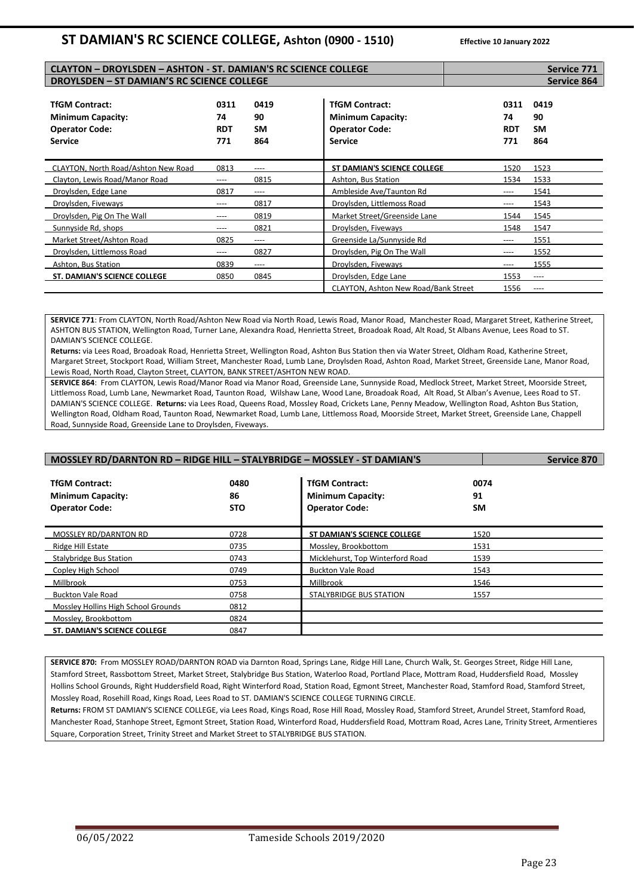# ST DAMIAN'S RC SCIENCE COLLEGE, Ashton (0900 - 1510)

**Effective 10 January 2022**

## CLAYTON – DROYLSDEN – ASHTON - ST. DAMIAN'S RC SCIENCE COLLEGE — Service 771
## DROYLSDEN – ST DAMIAN'S RC SCIENCE COLLEGE — Service 864

| **TfGM Contract:** | **0311** | **0419** |
|---|---|---|
| **Minimum Capacity:** | **74** | **90** |
| **Operator Code:** | **RDT** | **SM** |
| **Service** | **771** | **864** |
| CLAYTON, North Road/Ashton New Road | 0813 | ---- |
| Clayton, Lewis Road/Manor Road | ---- | 0815 |
| Droylsden, Edge Lane | 0817 | ---- |
| Droylsden, Fiveways | ---- | 0817 |
| Droylsden, Pig On The Wall | ---- | 0819 |
| Sunnyside Rd, shops | ---- | 0821 |
| Market Street/Ashton Road | 0825 | ---- |
| Droylsden, Littlemoss Road | ---- | 0827 |
| Ashton, Bus Station | 0839 | ---- |
| **ST. DAMIAN'S SCIENCE COLLEGE** | 0850 | 0845 |

| **TfGM Contract:** | **0311** | **0419** |
|---|---|---|
| **Minimum Capacity:** | **74** | **90** |
| **Operator Code:** | **RDT** | **SM** |
| **Service** | **771** | **864** |
| **ST DAMIAN'S SCIENCE COLLEGE** | 1520 | 1523 |
| Ashton, Bus Station | 1534 | 1533 |
| Ambleside Ave/Taunton Rd | ---- | 1541 |
| Droylsden, Littlemoss Road | ---- | 1543 |
| Market Street/Greenside Lane | 1544 | 1545 |
| Droylsden, Fiveways | 1548 | 1547 |
| Greenside La/Sunnyside Rd | ---- | 1551 |
| Droylsden, Pig On The Wall | ---- | 1552 |
| Droylsden, Fiveways | ---- | 1555 |
| Droylsden, Edge Lane | 1553 | ---- |
| CLAYTON, Ashton New Road/Bank Street | 1556 | ---- |

**SERVICE 771**: From CLAYTON, North Road/Ashton New Road via North Road, Lewis Road, Manor Road, Manchester Road, Margaret Street, Katherine Street, ASHTON BUS STATION, Wellington Road, Turner Lane, Alexandra Road, Henrietta Street, Broadoak Road, Alt Road, St Albans Avenue, Lees Road to ST. DAMIAN'S SCIENCE COLLEGE.
**Returns:** via Lees Road, Broadoak Road, Henrietta Street, Wellington Road, Ashton Bus Station then via Water Street, Oldham Road, Katherine Street, Margaret Street, Stockport Road, William Street, Manchester Road, Lumb Lane, Droylsden Road, Ashton Road, Market Street, Greenside Lane, Manor Road, Lewis Road, North Road, Clayton Street, CLAYTON, BANK STREET/ASHTON NEW ROAD.

**SERVICE 864**: From CLAYTON, Lewis Road/Manor Road via Manor Road, Greenside Lane, Sunnyside Road, Medlock Street, Market Street, Moorside Street, Littlemoss Road, Lumb Lane, Newmarket Road, Taunton Road, Wilshaw Lane, Wood Lane, Broadoak Road, Alt Road, St Alban's Avenue, Lees Road to ST. DAMIAN'S SCIENCE COLLEGE. **Returns:** via Lees Road, Queens Road, Mossley Road, Crickets Lane, Penny Meadow, Wellington Road, Ashton Bus Station, Wellington Road, Oldham Road, Taunton Road, Newmarket Road, Lumb Lane, Littlemoss Road, Moorside Street, Market Street, Greenside Lane, Chappell Road, Sunnyside Road, Greenside Lane to Droylsden, Fiveways.

## MOSSLEY RD/DARNTON RD – RIDGE HILL – STALYBRIDGE – MOSSLEY - ST DAMIAN'S — Service 870

| **TfGM Contract:** | **0480** |
|---|---|
| **Minimum Capacity:** | **86** |
| **Operator Code:** | **STO** |
| MOSSLEY RD/DARNTON RD | 0728 |
| Ridge Hill Estate | 0735 |
| Stalybridge Bus Station | 0743 |
| Copley High School | 0749 |
| Millbrook | 0753 |
| Buckton Vale Road | 0758 |
| Mossley Hollins High School Grounds | 0812 |
| Mossley, Brookbottom | 0824 |
| **ST. DAMIAN'S SCIENCE COLLEGE** | 0847 |

| **TfGM Contract:** | **0074** |
|---|---|
| **Minimum Capacity:** | **91** |
| **Operator Code:** | **SM** |
| **ST DAMIAN'S SCIENCE COLLEGE** | 1520 |
| Mossley, Brookbottom | 1531 |
| Micklehurst, Top Winterford Road | 1539 |
| Buckton Vale Road | 1543 |
| Millbrook | 1546 |
| STALYBRIDGE BUS STATION | 1557 |

**SERVICE 870:** From MOSSLEY ROAD/DARNTON ROAD via Darnton Road, Springs Lane, Ridge Hill Lane, Church Walk, St. Georges Street, Ridge Hill Lane, Stamford Street, Rassbottom Street, Market Street, Stalybridge Bus Station, Waterloo Road, Portland Place, Mottram Road, Huddersfield Road, Mossley Hollins School Grounds, Right Huddersfield Road, Right Winterford Road, Station Road, Egmont Street, Manchester Road, Stamford Road, Stamford Street, Mossley Road, Rosehill Road, Kings Road, Lees Road to ST. DAMIAN'S SCIENCE COLLEGE TURNING CIRCLE.
**Returns:** FROM ST DAMIAN'S SCIENCE COLLEGE, via Lees Road, Kings Road, Rose Hill Road, Mossley Road, Stamford Street, Arundel Street, Stamford Road, Manchester Road, Stanhope Street, Egmont Street, Station Road, Winterford Road, Huddersfield Road, Mottram Road, Acres Lane, Trinity Street, Armentieres Square, Corporation Street, Trinity Street and Market Street to STALYBRIDGE BUS STATION.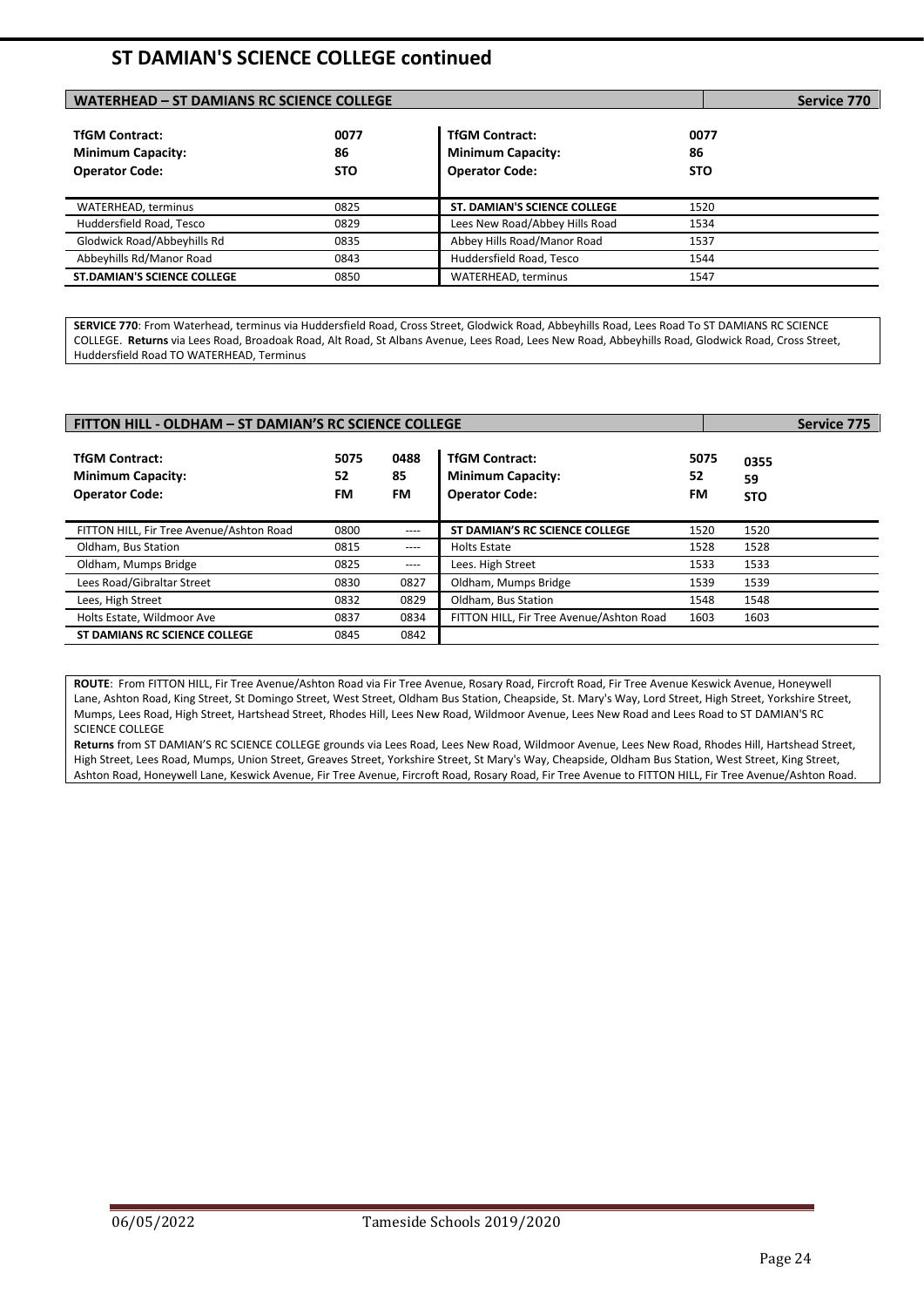# ST DAMIAN'S SCIENCE COLLEGE continued

## WATERHEAD – ST DAMIANS RC SCIENCE COLLEGE — Service 770

| TfGM Contract: | 0077 | TfGM Contract: | 0077 |
|---|---|---|---|
| Minimum Capacity: | 86 | Minimum Capacity: | 86 |
| Operator Code: | STO | Operator Code: | STO |
| WATERHEAD, terminus | 0825 | **ST. DAMIAN'S SCIENCE COLLEGE** | 1520 |
| Huddersfield Road, Tesco | 0829 | Lees New Road/Abbey Hills Road | 1534 |
| Glodwick Road/Abbeyhills Rd | 0835 | Abbey Hills Road/Manor Road | 1537 |
| Abbeyhills Rd/Manor Road | 0843 | Huddersfield Road, Tesco | 1544 |
| **ST.DAMIAN'S SCIENCE COLLEGE** | 0850 | WATERHEAD, terminus | 1547 |

**SERVICE 770**: From Waterhead, terminus via Huddersfield Road, Cross Street, Glodwick Road, Abbeyhills Road, Lees Road To ST DAMIANS RC SCIENCE COLLEGE. **Returns** via Lees Road, Broadoak Road, Alt Road, St Albans Avenue, Lees Road, Lees New Road, Abbeyhills Road, Glodwick Road, Cross Street, Huddersfield Road TO WATERHEAD, Terminus

## FITTON HILL - OLDHAM – ST DAMIAN'S RC SCIENCE COLLEGE — Service 775

| TfGM Contract: | 5075 | 0488 | TfGM Contract: | 5075 | 0355 |
|---|---|---|---|---|---|
| Minimum Capacity: | 52 | 85 | Minimum Capacity: | 52 | 59 |
| Operator Code: | FM | FM | Operator Code: | FM | STO |
| FITTON HILL, Fir Tree Avenue/Ashton Road | 0800 | ---- | **ST DAMIAN'S RC SCIENCE COLLEGE** | 1520 | 1520 |
| Oldham, Bus Station | 0815 | ---- | Holts Estate | 1528 | 1528 |
| Oldham, Mumps Bridge | 0825 | ---- | Lees. High Street | 1533 | 1533 |
| Lees Road/Gibraltar Street | 0830 | 0827 | Oldham, Mumps Bridge | 1539 | 1539 |
| Lees, High Street | 0832 | 0829 | Oldham, Bus Station | 1548 | 1548 |
| Holts Estate, Wildmoor Ave | 0837 | 0834 | FITTON HILL, Fir Tree Avenue/Ashton Road | 1603 | 1603 |
| **ST DAMIANS RC SCIENCE COLLEGE** | 0845 | 0842 | | | |

**ROUTE**: From FITTON HILL, Fir Tree Avenue/Ashton Road via Fir Tree Avenue, Rosary Road, Fircroft Road, Fir Tree Avenue Keswick Avenue, Honeywell Lane, Ashton Road, King Street, St Domingo Street, West Street, Oldham Bus Station, Cheapside, St. Mary's Way, Lord Street, High Street, Yorkshire Street, Mumps, Lees Road, High Street, Hartshead Street, Rhodes Hill, Lees New Road, Wildmoor Avenue, Lees New Road and Lees Road to ST DAMIAN'S RC SCIENCE COLLEGE

**Returns** from ST DAMIAN'S RC SCIENCE COLLEGE grounds via Lees Road, Lees New Road, Wildmoor Avenue, Lees New Road, Rhodes Hill, Hartshead Street, High Street, Lees Road, Mumps, Union Street, Greaves Street, Yorkshire Street, St Mary's Way, Cheapside, Oldham Bus Station, West Street, King Street, Ashton Road, Honeywell Lane, Keswick Avenue, Fir Tree Avenue, Fircroft Road, Rosary Road, Fir Tree Avenue to FITTON HILL, Fir Tree Avenue/Ashton Road.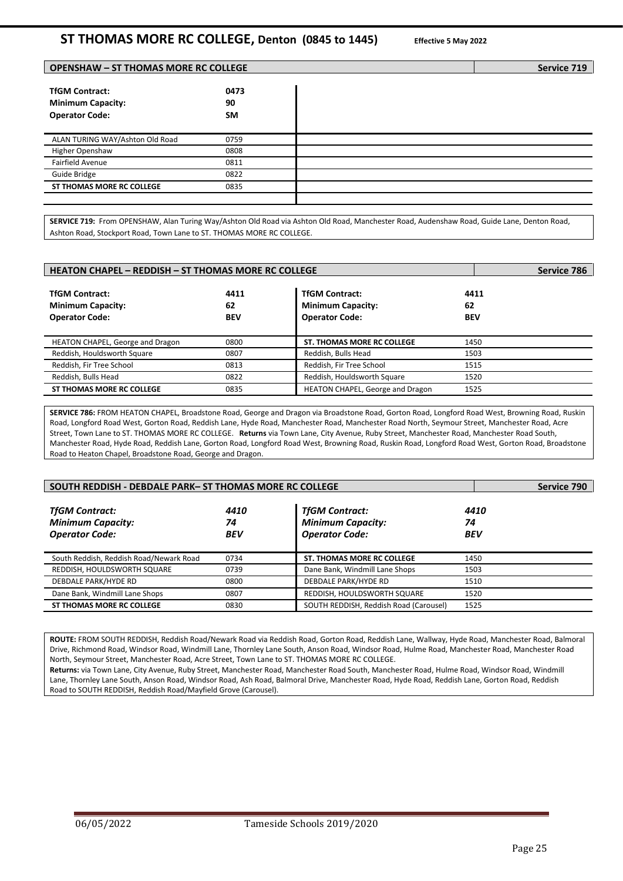# ST THOMAS MORE RC COLLEGE, Denton (0845 to 1445)

**Effective 5 May 2022**

## OPENSHAW – ST THOMAS MORE RC COLLEGE — Service 719

| | |
|---|---|
| **TfGM Contract:** | **0473** |
| **Minimum Capacity:** | **90** |
| **Operator Code:** | **SM** |
| ALAN TURING WAY/Ashton Old Road | 0759 |
| Higher Openshaw | 0808 |
| Fairfield Avenue | 0811 |
| Guide Bridge | 0822 |
| **ST THOMAS MORE RC COLLEGE** | 0835 |

**SERVICE 719:** From OPENSHAW, Alan Turing Way/Ashton Old Road via Ashton Old Road, Manchester Road, Audenshaw Road, Guide Lane, Denton Road, Ashton Road, Stockport Road, Town Lane to ST. THOMAS MORE RC COLLEGE.

## HEATON CHAPEL – REDDISH – ST THOMAS MORE RC COLLEGE — Service 786

| | | | |
|---|---|---|---|
| **TfGM Contract:** | **4411** | **TfGM Contract:** | **4411** |
| **Minimum Capacity:** | **62** | **Minimum Capacity:** | **62** |
| **Operator Code:** | **BEV** | **Operator Code:** | **BEV** |
| HEATON CHAPEL, George and Dragon | 0800 | **ST. THOMAS MORE RC COLLEGE** | 1450 |
| Reddish, Houldsworth Square | 0807 | Reddish, Bulls Head | 1503 |
| Reddish, Fir Tree School | 0813 | Reddish, Fir Tree School | 1515 |
| Reddish, Bulls Head | 0822 | Reddish, Houldsworth Square | 1520 |
| **ST THOMAS MORE RC COLLEGE** | 0835 | HEATON CHAPEL, George and Dragon | 1525 |

**SERVICE 786:** FROM HEATON CHAPEL, Broadstone Road, George and Dragon via Broadstone Road, Gorton Road, Longford Road West, Browning Road, Ruskin Road, Longford Road West, Gorton Road, Reddish Lane, Hyde Road, Manchester Road, Manchester Road North, Seymour Street, Manchester Road, Acre Street, Town Lane to ST. THOMAS MORE RC COLLEGE. **Returns** via Town Lane, City Avenue, Ruby Street, Manchester Road, Manchester Road South, Manchester Road, Hyde Road, Reddish Lane, Gorton Road, Longford Road West, Browning Road, Ruskin Road, Longford Road West, Gorton Road, Broadstone Road to Heaton Chapel, Broadstone Road, George and Dragon.

## SOUTH REDDISH - DEBDALE PARK– ST THOMAS MORE RC COLLEGE — Service 790

| | | | |
|---|---|---|---|
| ***TfGM Contract:*** | ***4410*** | ***TfGM Contract:*** | ***4410*** |
| ***Minimum Capacity:*** | ***74*** | ***Minimum Capacity:*** | ***74*** |
| ***Operator Code:*** | ***BEV*** | ***Operator Code:*** | ***BEV*** |
| South Reddish, Reddish Road/Newark Road | 0734 | **ST. THOMAS MORE RC COLLEGE** | 1450 |
| REDDISH, HOULDSWORTH SQUARE | 0739 | Dane Bank, Windmill Lane Shops | 1503 |
| DEBDALE PARK/HYDE RD | 0800 | DEBDALE PARK/HYDE RD | 1510 |
| Dane Bank, Windmill Lane Shops | 0807 | REDDISH, HOULDSWORTH SQUARE | 1520 |
| **ST THOMAS MORE RC COLLEGE** | 0830 | SOUTH REDDISH, Reddish Road (Carousel) | 1525 |

**ROUTE:** FROM SOUTH REDDISH, Reddish Road/Newark Road via Reddish Road, Gorton Road, Reddish Lane, Wallway, Hyde Road, Manchester Road, Balmoral Drive, Richmond Road, Windsor Road, Windmill Lane, Thornley Lane South, Anson Road, Windsor Road, Hulme Road, Manchester Road, Manchester Road North, Seymour Street, Manchester Road, Acre Street, Town Lane to ST. THOMAS MORE RC COLLEGE.
**Returns:** via Town Lane, City Avenue, Ruby Street, Manchester Road, Manchester Road South, Manchester Road, Hulme Road, Windsor Road, Windmill Lane, Thornley Lane South, Anson Road, Windsor Road, Ash Road, Balmoral Drive, Manchester Road, Hyde Road, Reddish Lane, Gorton Road, Reddish Road to SOUTH REDDISH, Reddish Road/Mayfield Grove (Carousel).